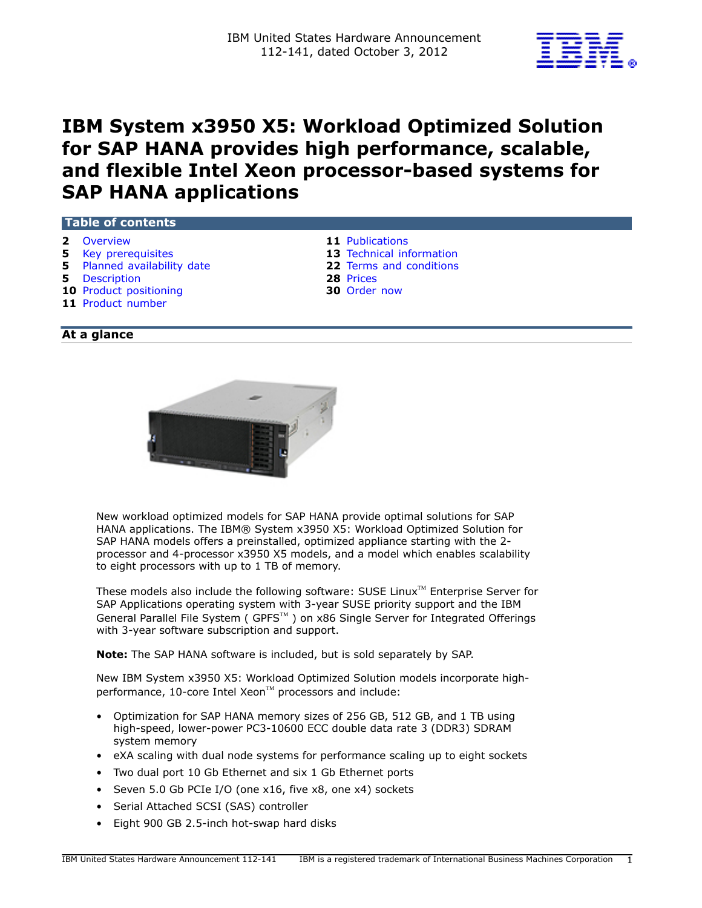IBM United States Hardware Announcement
112-141, dated October 3, 2012

# IBM System x3950 X5: Workload Optimized Solution for SAP HANA provides high performance, scalable, and flexible Intel Xeon processor-based systems for SAP HANA applications

## Table of contents

- 2 Overview
- 5 Key prerequisites
- 5 Planned availability date
- 5 Description
- 10 Product positioning
- 11 Product number
- 11 Publications
- 13 Technical information
- 22 Terms and conditions
- 28 Prices
- 30 Order now

## At a glance

New workload optimized models for SAP HANA provide optimal solutions for SAP HANA applications. The IBM® System x3950 X5: Workload Optimized Solution for SAP HANA models offers a preinstalled, optimized appliance starting with the 2-processor and 4-processor x3950 X5 models, and a model which enables scalability to eight processors with up to 1 TB of memory.

These models also include the following software: SUSE Linux™ Enterprise Server for SAP Applications operating system with 3-year SUSE priority support and the IBM General Parallel File System ( GPFS™ ) on x86 Single Server for Integrated Offerings with 3-year software subscription and support.

**Note:** The SAP HANA software is included, but is sold separately by SAP.

New IBM System x3950 X5: Workload Optimized Solution models incorporate high-performance, 10-core Intel Xeon™ processors and include:

- Optimization for SAP HANA memory sizes of 256 GB, 512 GB, and 1 TB using high-speed, lower-power PC3-10600 ECC double data rate 3 (DDR3) SDRAM system memory
- eXA scaling with dual node systems for performance scaling up to eight sockets
- Two dual port 10 Gb Ethernet and six 1 Gb Ethernet ports
- Seven 5.0 Gb PCIe I/O (one x16, five x8, one x4) sockets
- Serial Attached SCSI (SAS) controller
- Eight 900 GB 2.5-inch hot-swap hard disks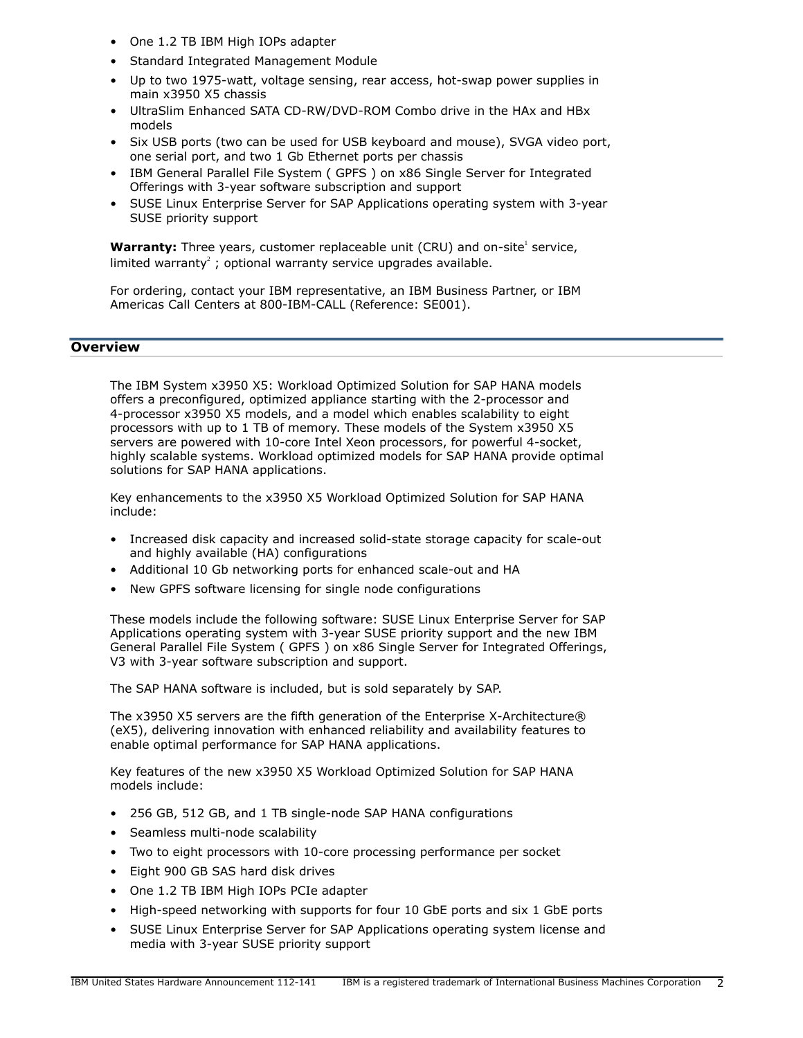- One 1.2 TB IBM High IOPs adapter
- Standard Integrated Management Module
- Up to two 1975-watt, voltage sensing, rear access, hot-swap power supplies in main x3950 X5 chassis
- UltraSlim Enhanced SATA CD-RW/DVD-ROM Combo drive in the HAx and HBx models
- Six USB ports (two can be used for USB keyboard and mouse), SVGA video port, one serial port, and two 1 Gb Ethernet ports per chassis
- IBM General Parallel File System ( GPFS ) on x86 Single Server for Integrated Offerings with 3-year software subscription and support
- SUSE Linux Enterprise Server for SAP Applications operating system with 3-year SUSE priority support

**Warranty:** Three years, customer replaceable unit (CRU) and on-site[1] service, limited warranty[2] ; optional warranty service upgrades available.

For ordering, contact your IBM representative, an IBM Business Partner, or IBM Americas Call Centers at 800-IBM-CALL (Reference: SE001).

## Overview

The IBM System x3950 X5: Workload Optimized Solution for SAP HANA models offers a preconfigured, optimized appliance starting with the 2-processor and 4-processor x3950 X5 models, and a model which enables scalability to eight processors with up to 1 TB of memory. These models of the System x3950 X5 servers are powered with 10-core Intel Xeon processors, for powerful 4-socket, highly scalable systems. Workload optimized models for SAP HANA provide optimal solutions for SAP HANA applications.

Key enhancements to the x3950 X5 Workload Optimized Solution for SAP HANA include:

- Increased disk capacity and increased solid-state storage capacity for scale-out and highly available (HA) configurations
- Additional 10 Gb networking ports for enhanced scale-out and HA
- New GPFS software licensing for single node configurations

These models include the following software: SUSE Linux Enterprise Server for SAP Applications operating system with 3-year SUSE priority support and the new IBM General Parallel File System ( GPFS ) on x86 Single Server for Integrated Offerings, V3 with 3-year software subscription and support.

The SAP HANA software is included, but is sold separately by SAP.

The x3950 X5 servers are the fifth generation of the Enterprise X-Architecture® (eX5), delivering innovation with enhanced reliability and availability features to enable optimal performance for SAP HANA applications.

Key features of the new x3950 X5 Workload Optimized Solution for SAP HANA models include:

- 256 GB, 512 GB, and 1 TB single-node SAP HANA configurations
- Seamless multi-node scalability
- Two to eight processors with 10-core processing performance per socket
- Eight 900 GB SAS hard disk drives
- One 1.2 TB IBM High IOPs PCIe adapter
- High-speed networking with supports for four 10 GbE ports and six 1 GbE ports
- SUSE Linux Enterprise Server for SAP Applications operating system license and media with 3-year SUSE priority support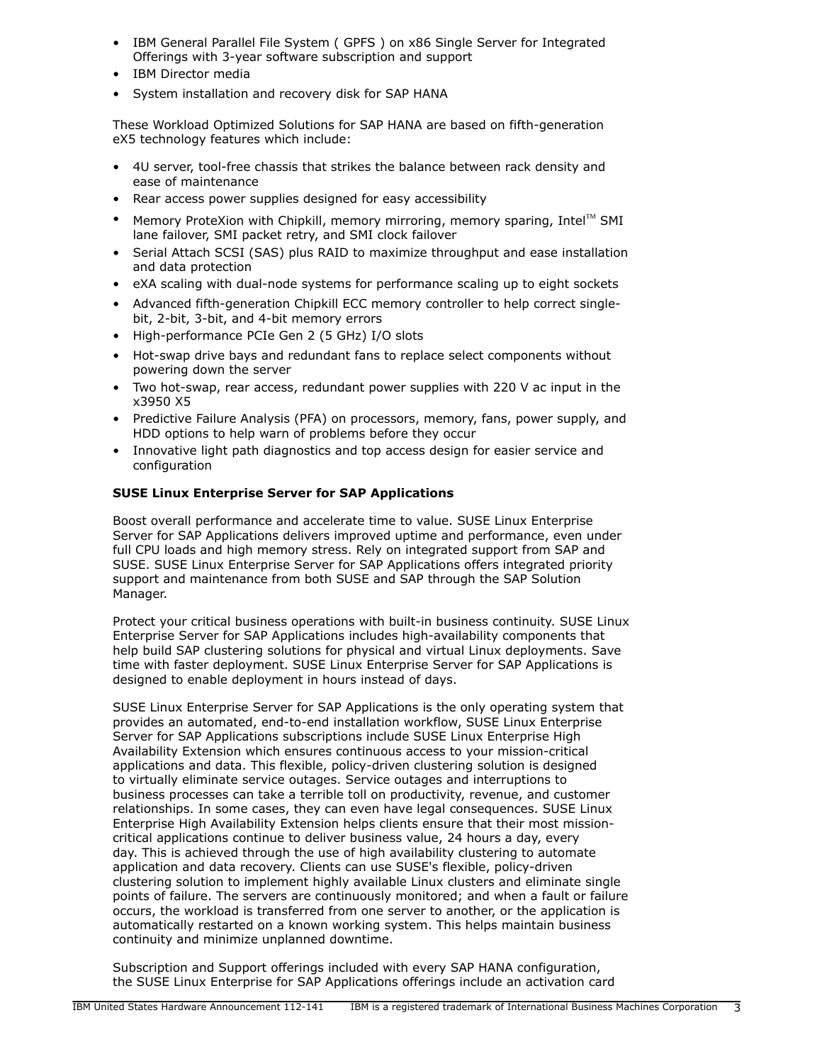- IBM General Parallel File System ( GPFS ) on x86 Single Server for Integrated Offerings with 3-year software subscription and support
- IBM Director media
- System installation and recovery disk for SAP HANA

These Workload Optimized Solutions for SAP HANA are based on fifth-generation eX5 technology features which include:

- 4U server, tool-free chassis that strikes the balance between rack density and ease of maintenance
- Rear access power supplies designed for easy accessibility
- Memory ProteXion with Chipkill, memory mirroring, memory sparing, Intel™ SMI lane failover, SMI packet retry, and SMI clock failover
- Serial Attach SCSI (SAS) plus RAID to maximize throughput and ease installation and data protection
- eXA scaling with dual-node systems for performance scaling up to eight sockets
- Advanced fifth-generation Chipkill ECC memory controller to help correct single-bit, 2-bit, 3-bit, and 4-bit memory errors
- High-performance PCIe Gen 2 (5 GHz) I/O slots
- Hot-swap drive bays and redundant fans to replace select components without powering down the server
- Two hot-swap, rear access, redundant power supplies with 220 V ac input in the x3950 X5
- Predictive Failure Analysis (PFA) on processors, memory, fans, power supply, and HDD options to help warn of problems before they occur
- Innovative light path diagnostics and top access design for easier service and configuration

**SUSE Linux Enterprise Server for SAP Applications**

Boost overall performance and accelerate time to value. SUSE Linux Enterprise Server for SAP Applications delivers improved uptime and performance, even under full CPU loads and high memory stress. Rely on integrated support from SAP and SUSE. SUSE Linux Enterprise Server for SAP Applications offers integrated priority support and maintenance from both SUSE and SAP through the SAP Solution Manager.

Protect your critical business operations with built-in business continuity. SUSE Linux Enterprise Server for SAP Applications includes high-availability components that help build SAP clustering solutions for physical and virtual Linux deployments. Save time with faster deployment. SUSE Linux Enterprise Server for SAP Applications is designed to enable deployment in hours instead of days.

SUSE Linux Enterprise Server for SAP Applications is the only operating system that provides an automated, end-to-end installation workflow, SUSE Linux Enterprise Server for SAP Applications subscriptions include SUSE Linux Enterprise High Availability Extension which ensures continuous access to your mission-critical applications and data. This flexible, policy-driven clustering solution is designed to virtually eliminate service outages. Service outages and interruptions to business processes can take a terrible toll on productivity, revenue, and customer relationships. In some cases, they can even have legal consequences. SUSE Linux Enterprise High Availability Extension helps clients ensure that their most mission-critical applications continue to deliver business value, 24 hours a day, every day. This is achieved through the use of high availability clustering to automate application and data recovery. Clients can use SUSE's flexible, policy-driven clustering solution to implement highly available Linux clusters and eliminate single points of failure. The servers are continuously monitored; and when a fault or failure occurs, the workload is transferred from one server to another, or the application is automatically restarted on a known working system. This helps maintain business continuity and minimize unplanned downtime.

Subscription and Support offerings included with every SAP HANA configuration, the SUSE Linux Enterprise for SAP Applications offerings include an activation card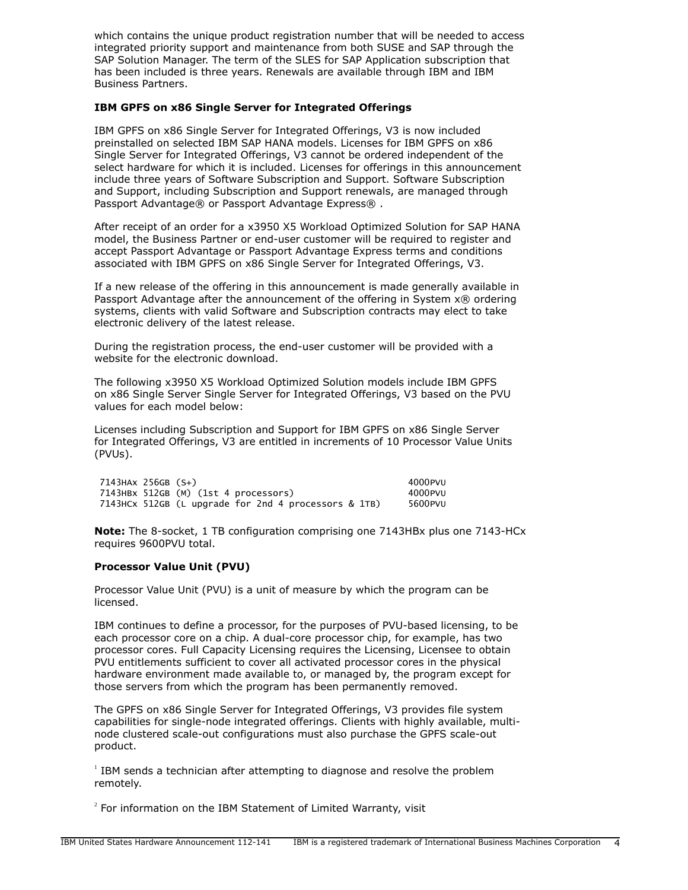which contains the unique product registration number that will be needed to access integrated priority support and maintenance from both SUSE and SAP through the SAP Solution Manager. The term of the SLES for SAP Application subscription that has been included is three years. Renewals are available through IBM and IBM Business Partners.

**IBM GPFS on x86 Single Server for Integrated Offerings**

IBM GPFS on x86 Single Server for Integrated Offerings, V3 is now included preinstalled on selected IBM SAP HANA models. Licenses for IBM GPFS on x86 Single Server for Integrated Offerings, V3 cannot be ordered independent of the select hardware for which it is included. Licenses for offerings in this announcement include three years of Software Subscription and Support. Software Subscription and Support, including Subscription and Support renewals, are managed through Passport Advantage® or Passport Advantage Express® .

After receipt of an order for a x3950 X5 Workload Optimized Solution for SAP HANA model, the Business Partner or end-user customer will be required to register and accept Passport Advantage or Passport Advantage Express terms and conditions associated with IBM GPFS on x86 Single Server for Integrated Offerings, V3.

If a new release of the offering in this announcement is made generally available in Passport Advantage after the announcement of the offering in System x® ordering systems, clients with valid Software and Subscription contracts may elect to take electronic delivery of the latest release.

During the registration process, the end-user customer will be provided with a website for the electronic download.

The following x3950 X5 Workload Optimized Solution models include IBM GPFS on x86 Single Server Single Server for Integrated Offerings, V3 based on the PVU values for each model below:

Licenses including Subscription and Support for IBM GPFS on x86 Single Server for Integrated Offerings, V3 are entitled in increments of 10 Processor Value Units (PVUs).

```
7143HAx 256GB (S+)                                      4000PVU
7143HBx 512GB (M) (1st 4 processors)                    4000PVU
7143HCx 512GB (L upgrade for 2nd 4 processors & 1TB)    5600PVU
```

**Note:** The 8-socket, 1 TB configuration comprising one 7143HBx plus one 7143-HCx requires 9600PVU total.

**Processor Value Unit (PVU)**

Processor Value Unit (PVU) is a unit of measure by which the program can be licensed.

IBM continues to define a processor, for the purposes of PVU-based licensing, to be each processor core on a chip. A dual-core processor chip, for example, has two processor cores. Full Capacity Licensing requires the Licensing, Licensee to obtain PVU entitlements sufficient to cover all activated processor cores in the physical hardware environment made available to, or managed by, the program except for those servers from which the program has been permanently removed.

The GPFS on x86 Single Server for Integrated Offerings, V3 provides file system capabilities for single-node integrated offerings. Clients with highly available, multi-node clustered scale-out configurations must also purchase the GPFS scale-out product.

[1] IBM sends a technician after attempting to diagnose and resolve the problem remotely.

[2] For information on the IBM Statement of Limited Warranty, visit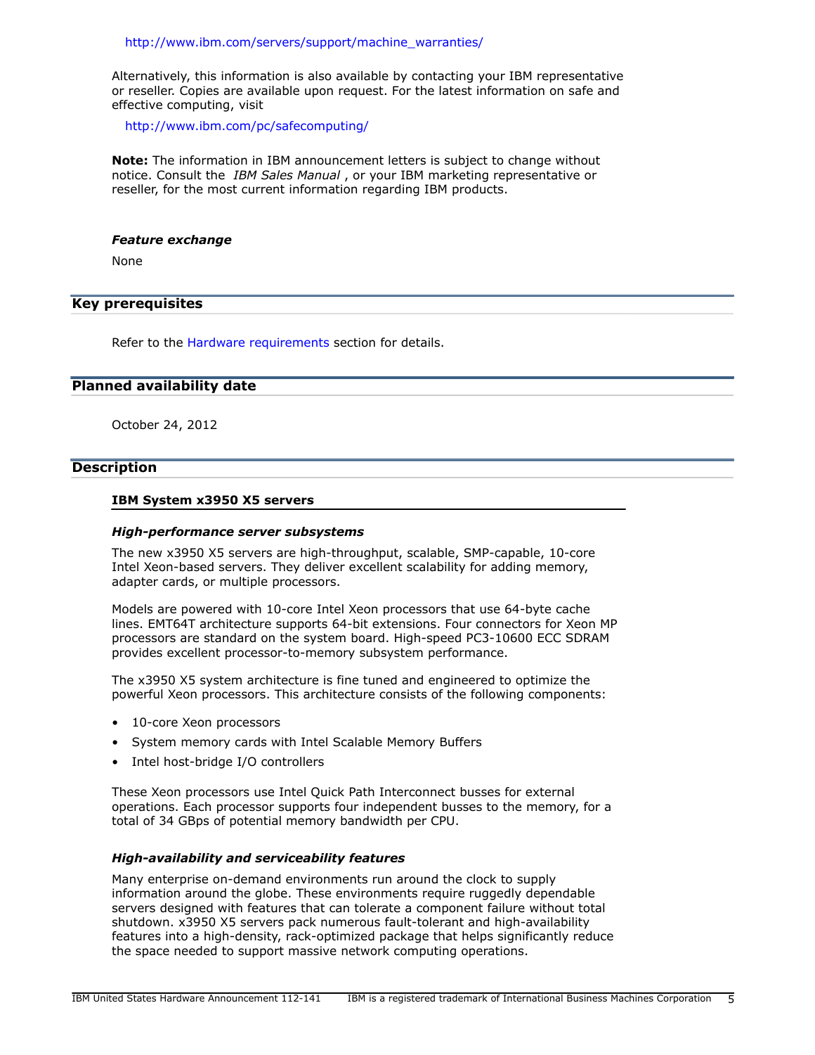http://www.ibm.com/servers/support/machine_warranties/

Alternatively, this information is also available by contacting your IBM representative or reseller. Copies are available upon request. For the latest information on safe and effective computing, visit

http://www.ibm.com/pc/safecomputing/

**Note:** The information in IBM announcement letters is subject to change without notice. Consult the *IBM Sales Manual* , or your IBM marketing representative or reseller, for the most current information regarding IBM products.

### *Feature exchange*

None

## Key prerequisites

Refer to the Hardware requirements section for details.

## Planned availability date

October 24, 2012

## Description

### IBM System x3950 X5 servers

#### *High-performance server subsystems*

The new x3950 X5 servers are high-throughput, scalable, SMP-capable, 10-core Intel Xeon-based servers. They deliver excellent scalability for adding memory, adapter cards, or multiple processors.

Models are powered with 10-core Intel Xeon processors that use 64-byte cache lines. EMT64T architecture supports 64-bit extensions. Four connectors for Xeon MP processors are standard on the system board. High-speed PC3-10600 ECC SDRAM provides excellent processor-to-memory subsystem performance.

The x3950 X5 system architecture is fine tuned and engineered to optimize the powerful Xeon processors. This architecture consists of the following components:

- 10-core Xeon processors
- System memory cards with Intel Scalable Memory Buffers
- Intel host-bridge I/O controllers

These Xeon processors use Intel Quick Path Interconnect busses for external operations. Each processor supports four independent busses to the memory, for a total of 34 GBps of potential memory bandwidth per CPU.

#### *High-availability and serviceability features*

Many enterprise on-demand environments run around the clock to supply information around the globe. These environments require ruggedly dependable servers designed with features that can tolerate a component failure without total shutdown. x3950 X5 servers pack numerous fault-tolerant and high-availability features into a high-density, rack-optimized package that helps significantly reduce the space needed to support massive network computing operations.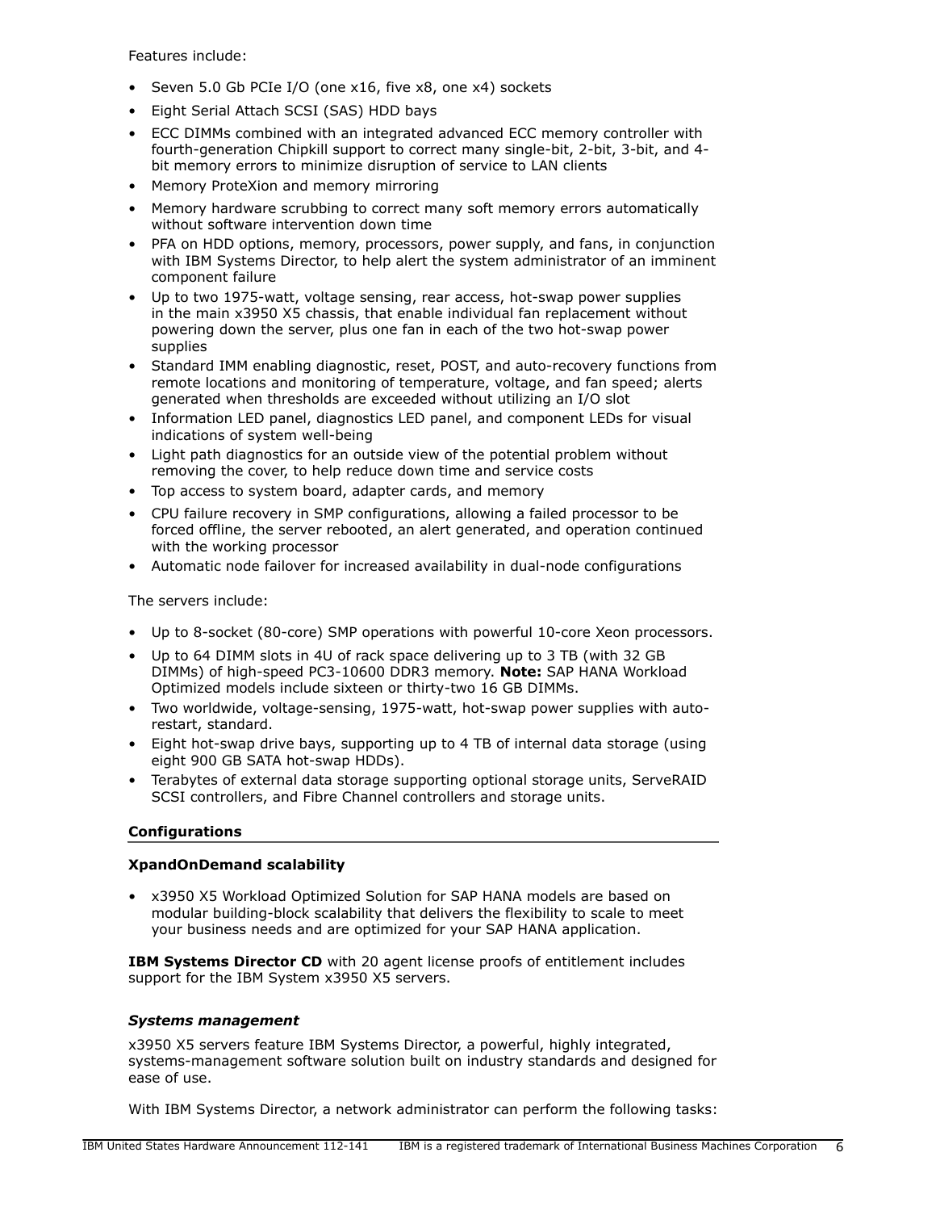Features include:

- Seven 5.0 Gb PCIe I/O (one x16, five x8, one x4) sockets
- Eight Serial Attach SCSI (SAS) HDD bays
- ECC DIMMs combined with an integrated advanced ECC memory controller with fourth-generation Chipkill support to correct many single-bit, 2-bit, 3-bit, and 4-bit memory errors to minimize disruption of service to LAN clients
- Memory ProteXion and memory mirroring
- Memory hardware scrubbing to correct many soft memory errors automatically without software intervention down time
- PFA on HDD options, memory, processors, power supply, and fans, in conjunction with IBM Systems Director, to help alert the system administrator of an imminent component failure
- Up to two 1975-watt, voltage sensing, rear access, hot-swap power supplies in the main x3950 X5 chassis, that enable individual fan replacement without powering down the server, plus one fan in each of the two hot-swap power supplies
- Standard IMM enabling diagnostic, reset, POST, and auto-recovery functions from remote locations and monitoring of temperature, voltage, and fan speed; alerts generated when thresholds are exceeded without utilizing an I/O slot
- Information LED panel, diagnostics LED panel, and component LEDs for visual indications of system well-being
- Light path diagnostics for an outside view of the potential problem without removing the cover, to help reduce down time and service costs
- Top access to system board, adapter cards, and memory
- CPU failure recovery in SMP configurations, allowing a failed processor to be forced offline, the server rebooted, an alert generated, and operation continued with the working processor
- Automatic node failover for increased availability in dual-node configurations

The servers include:

- Up to 8-socket (80-core) SMP operations with powerful 10-core Xeon processors.
- Up to 64 DIMM slots in 4U of rack space delivering up to 3 TB (with 32 GB DIMMs) of high-speed PC3-10600 DDR3 memory. **Note:** SAP HANA Workload Optimized models include sixteen or thirty-two 16 GB DIMMs.
- Two worldwide, voltage-sensing, 1975-watt, hot-swap power supplies with auto-restart, standard.
- Eight hot-swap drive bays, supporting up to 4 TB of internal data storage (using eight 900 GB SATA hot-swap HDDs).
- Terabytes of external data storage supporting optional storage units, ServeRAID SCSI controllers, and Fibre Channel controllers and storage units.

## Configurations

### XpandOnDemand scalability

- x3950 X5 Workload Optimized Solution for SAP HANA models are based on modular building-block scalability that delivers the flexibility to scale to meet your business needs and are optimized for your SAP HANA application.

**IBM Systems Director CD** with 20 agent license proofs of entitlement includes support for the IBM System x3950 X5 servers.

### *Systems management*

x3950 X5 servers feature IBM Systems Director, a powerful, highly integrated, systems-management software solution built on industry standards and designed for ease of use.

With IBM Systems Director, a network administrator can perform the following tasks: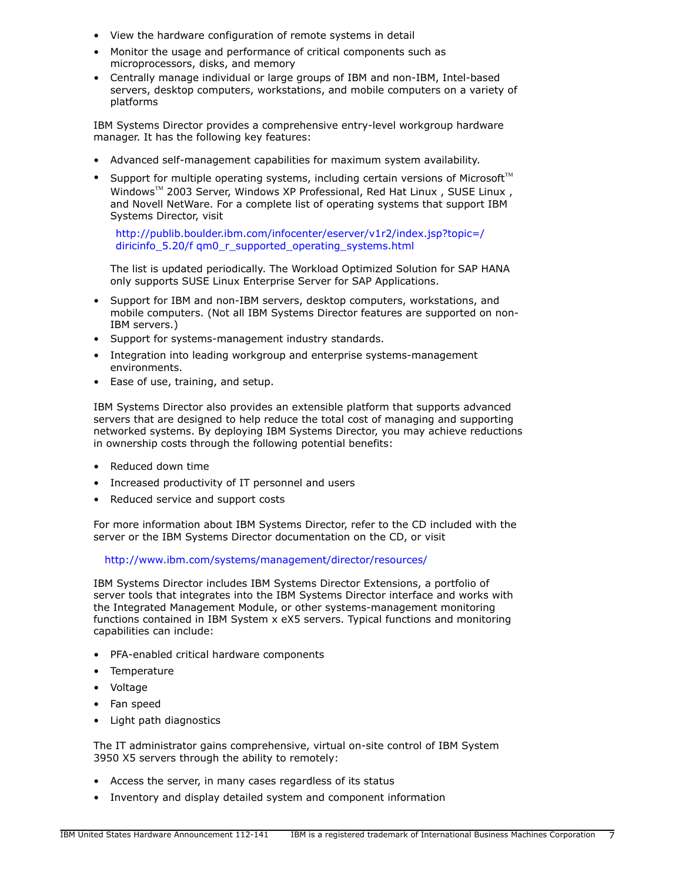- View the hardware configuration of remote systems in detail
- Monitor the usage and performance of critical components such as microprocessors, disks, and memory
- Centrally manage individual or large groups of IBM and non-IBM, Intel-based servers, desktop computers, workstations, and mobile computers on a variety of platforms

IBM Systems Director provides a comprehensive entry-level workgroup hardware manager. It has the following key features:

- Advanced self-management capabilities for maximum system availability.
- Support for multiple operating systems, including certain versions of Microsoft™ Windows™ 2003 Server, Windows XP Professional, Red Hat Linux , SUSE Linux , and Novell NetWare. For a complete list of operating systems that support IBM Systems Director, visit

  http://publib.boulder.ibm.com/infocenter/eserver/v1r2/index.jsp?topic=/diricinfo_5.20/f qm0_r_supported_operating_systems.html

  The list is updated periodically. The Workload Optimized Solution for SAP HANA only supports SUSE Linux Enterprise Server for SAP Applications.
- Support for IBM and non-IBM servers, desktop computers, workstations, and mobile computers. (Not all IBM Systems Director features are supported on non-IBM servers.)
- Support for systems-management industry standards.
- Integration into leading workgroup and enterprise systems-management environments.
- Ease of use, training, and setup.

IBM Systems Director also provides an extensible platform that supports advanced servers that are designed to help reduce the total cost of managing and supporting networked systems. By deploying IBM Systems Director, you may achieve reductions in ownership costs through the following potential benefits:

- Reduced down time
- Increased productivity of IT personnel and users
- Reduced service and support costs

For more information about IBM Systems Director, refer to the CD included with the server or the IBM Systems Director documentation on the CD, or visit

http://www.ibm.com/systems/management/director/resources/

IBM Systems Director includes IBM Systems Director Extensions, a portfolio of server tools that integrates into the IBM Systems Director interface and works with the Integrated Management Module, or other systems-management monitoring functions contained in IBM System x eX5 servers. Typical functions and monitoring capabilities can include:

- PFA-enabled critical hardware components
- Temperature
- Voltage
- Fan speed
- Light path diagnostics

The IT administrator gains comprehensive, virtual on-site control of IBM System 3950 X5 servers through the ability to remotely:

- Access the server, in many cases regardless of its status
- Inventory and display detailed system and component information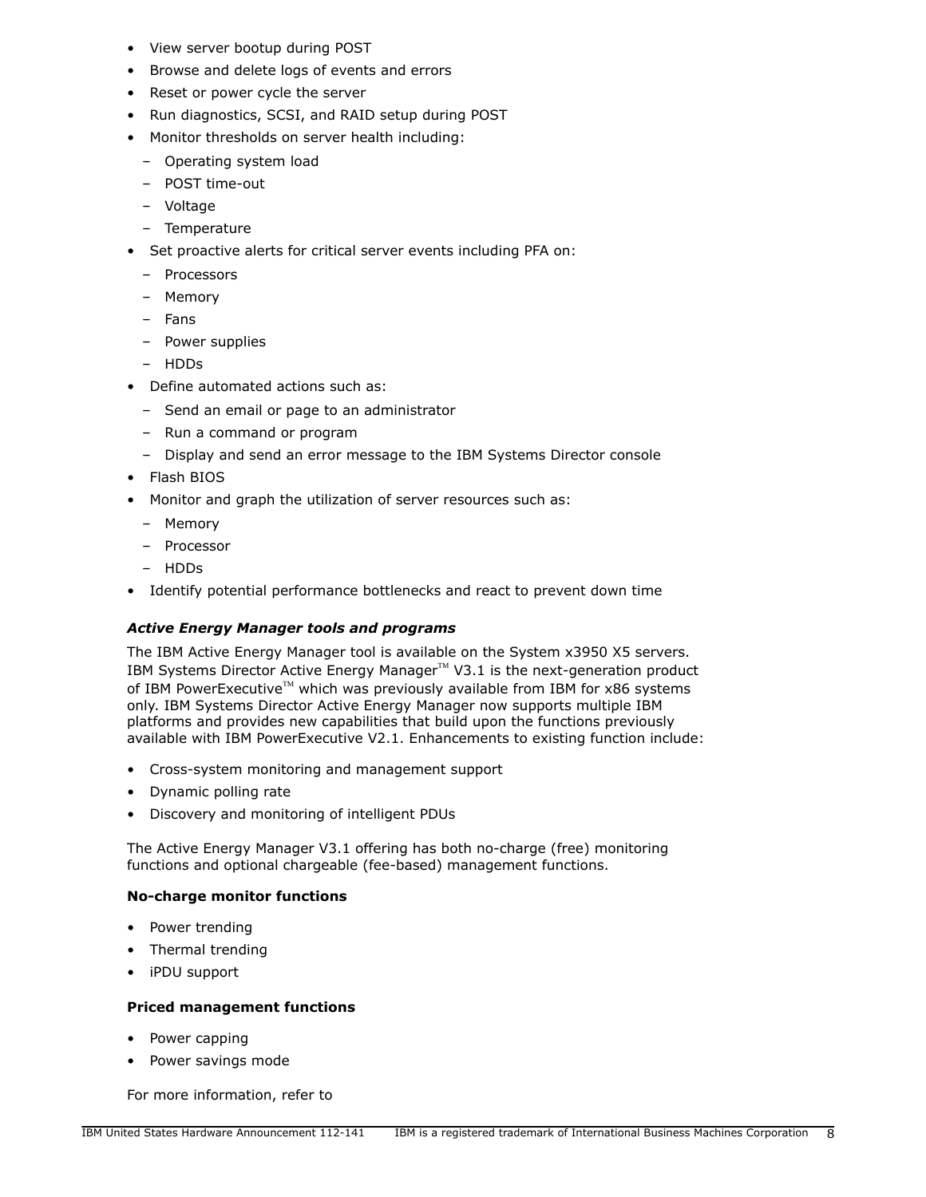- View server bootup during POST
- Browse and delete logs of events and errors
- Reset or power cycle the server
- Run diagnostics, SCSI, and RAID setup during POST
- Monitor thresholds on server health including:
  - Operating system load
  - POST time-out
  - Voltage
  - Temperature
- Set proactive alerts for critical server events including PFA on:
  - Processors
  - Memory
  - Fans
  - Power supplies
  - HDDs
- Define automated actions such as:
  - Send an email or page to an administrator
  - Run a command or program
  - Display and send an error message to the IBM Systems Director console
- Flash BIOS
- Monitor and graph the utilization of server resources such as:
  - Memory
  - Processor
  - HDDs
- Identify potential performance bottlenecks and react to prevent down time

***Active Energy Manager tools and programs***

The IBM Active Energy Manager tool is available on the System x3950 X5 servers. IBM Systems Director Active Energy Manager™ V3.1 is the next-generation product of IBM PowerExecutive™ which was previously available from IBM for x86 systems only. IBM Systems Director Active Energy Manager now supports multiple IBM platforms and provides new capabilities that build upon the functions previously available with IBM PowerExecutive V2.1. Enhancements to existing function include:

- Cross-system monitoring and management support
- Dynamic polling rate
- Discovery and monitoring of intelligent PDUs

The Active Energy Manager V3.1 offering has both no-charge (free) monitoring functions and optional chargeable (fee-based) management functions.

**No-charge monitor functions**

- Power trending
- Thermal trending
- iPDU support

**Priced management functions**

- Power capping
- Power savings mode

For more information, refer to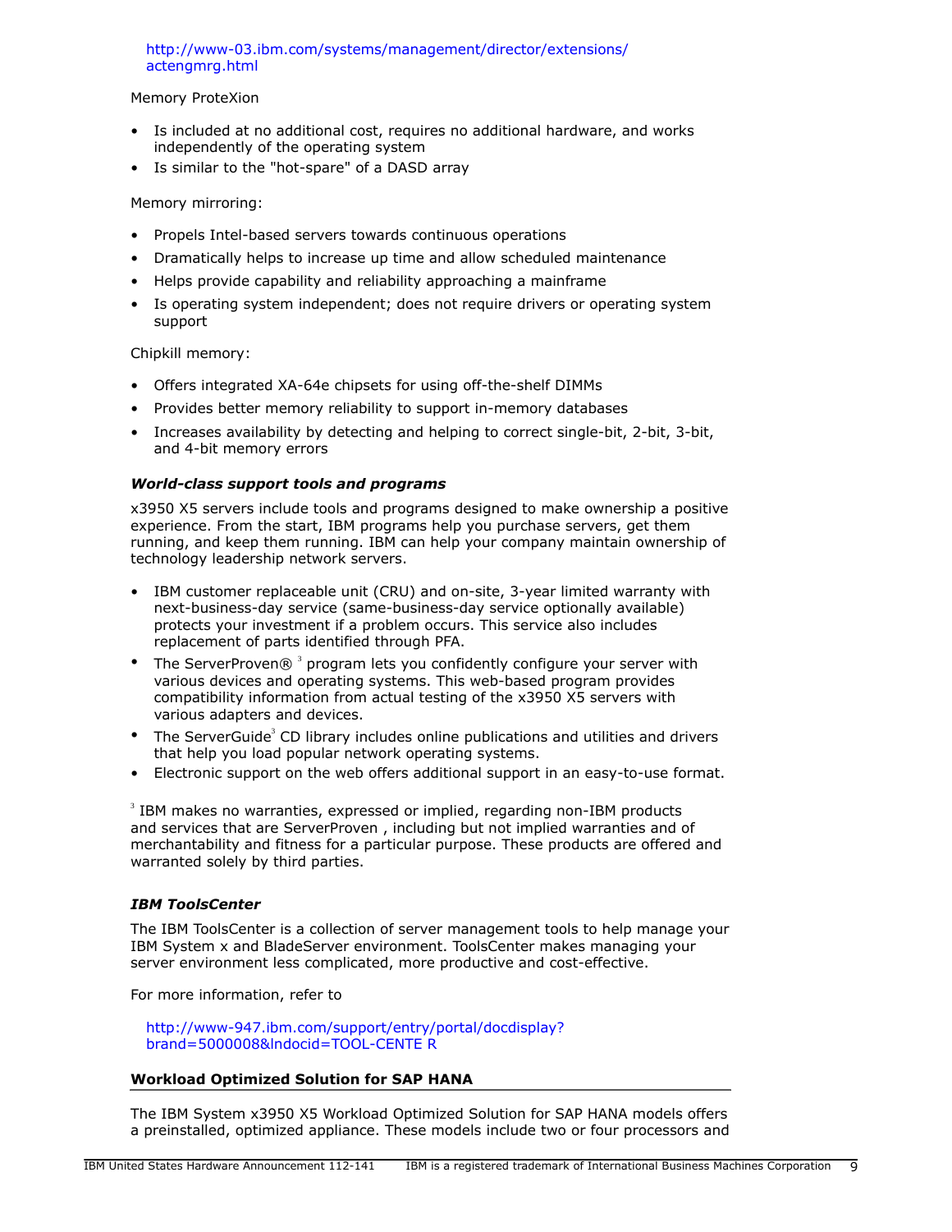http://www-03.ibm.com/systems/management/director/extensions/actengmrg.html

Memory ProteXion

- Is included at no additional cost, requires no additional hardware, and works independently of the operating system
- Is similar to the "hot-spare" of a DASD array

Memory mirroring:

- Propels Intel-based servers towards continuous operations
- Dramatically helps to increase up time and allow scheduled maintenance
- Helps provide capability and reliability approaching a mainframe
- Is operating system independent; does not require drivers or operating system support

Chipkill memory:

- Offers integrated XA-64e chipsets for using off-the-shelf DIMMs
- Provides better memory reliability to support in-memory databases
- Increases availability by detecting and helping to correct single-bit, 2-bit, 3-bit, and 4-bit memory errors

***World-class support tools and programs***

x3950 X5 servers include tools and programs designed to make ownership a positive experience. From the start, IBM programs help you purchase servers, get them running, and keep them running. IBM can help your company maintain ownership of technology leadership network servers.

- IBM customer replaceable unit (CRU) and on-site, 3-year limited warranty with next-business-day service (same-business-day service optionally available) protects your investment if a problem occurs. This service also includes replacement of parts identified through PFA.
- The ServerProven® [3] program lets you confidently configure your server with various devices and operating systems. This web-based program provides compatibility information from actual testing of the x3950 X5 servers with various adapters and devices.
- The ServerGuide[3] CD library includes online publications and utilities and drivers that help you load popular network operating systems.
- Electronic support on the web offers additional support in an easy-to-use format.

[3] IBM makes no warranties, expressed or implied, regarding non-IBM products and services that are ServerProven , including but not implied warranties and of merchantability and fitness for a particular purpose. These products are offered and warranted solely by third parties.

***IBM ToolsCenter***

The IBM ToolsCenter is a collection of server management tools to help manage your IBM System x and BladeServer environment. ToolsCenter makes managing your server environment less complicated, more productive and cost-effective.

For more information, refer to

http://www-947.ibm.com/support/entry/portal/docdisplay?brand=5000008&lndocid=TOOL-CENTE R

**Workload Optimized Solution for SAP HANA**

The IBM System x3950 X5 Workload Optimized Solution for SAP HANA models offers a preinstalled, optimized appliance. These models include two or four processors and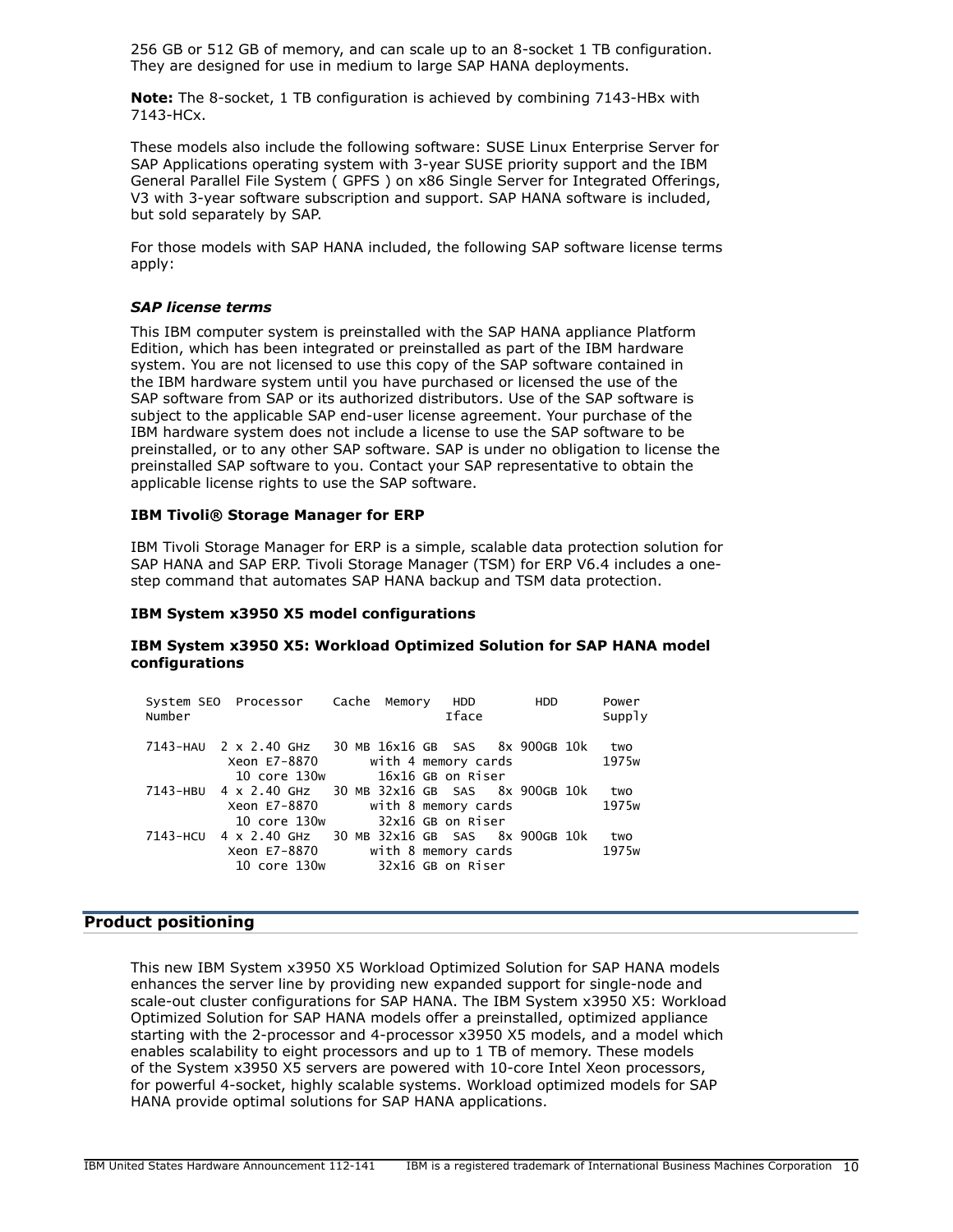256 GB or 512 GB of memory, and can scale up to an 8-socket 1 TB configuration. They are designed for use in medium to large SAP HANA deployments.

**Note:** The 8-socket, 1 TB configuration is achieved by combining 7143-HBx with 7143-HCx.

These models also include the following software: SUSE Linux Enterprise Server for SAP Applications operating system with 3-year SUSE priority support and the IBM General Parallel File System ( GPFS ) on x86 Single Server for Integrated Offerings, V3 with 3-year software subscription and support. SAP HANA software is included, but sold separately by SAP.

For those models with SAP HANA included, the following SAP software license terms apply:

***SAP license terms***

This IBM computer system is preinstalled with the SAP HANA appliance Platform Edition, which has been integrated or preinstalled as part of the IBM hardware system. You are not licensed to use this copy of the SAP software contained in the IBM hardware system until you have purchased or licensed the use of the SAP software from SAP or its authorized distributors. Use of the SAP software is subject to the applicable SAP end-user license agreement. Your purchase of the IBM hardware system does not include a license to use the SAP software to be preinstalled, or to any other SAP software. SAP is under no obligation to license the preinstalled SAP software to you. Contact your SAP representative to obtain the applicable license rights to use the SAP software.

**IBM Tivoli® Storage Manager for ERP**

IBM Tivoli Storage Manager for ERP is a simple, scalable data protection solution for SAP HANA and SAP ERP. Tivoli Storage Manager (TSM) for ERP V6.4 includes a one-step command that automates SAP HANA backup and TSM data protection.

**IBM System x3950 X5 model configurations**

**IBM System x3950 X5: Workload Optimized Solution for SAP HANA model configurations**

```
System SEO  Processor     Cache  Memory    HDD          HDD        Power
Number                                     Iface                   Supply

7143-HAU  2 x 2.40 GHz    30 MB 16x16 GB   SAS   8x 900GB 10k   two
           Xeon E7-8870       with 4 memory cards               1975w
            10 core 130w        16x16 GB on Riser
7143-HBU  4 x 2.40 GHz    30 MB 32x16 GB   SAS   8x 900GB 10k   two
           Xeon E7-8870       with 8 memory cards               1975w
            10 core 130w        32x16 GB on Riser
7143-HCU  4 x 2.40 GHz    30 MB 32x16 GB   SAS   8x 900GB 10k   two
           Xeon E7-8870       with 8 memory cards               1975w
            10 core 130w        32x16 GB on Riser
```

## Product positioning

This new IBM System x3950 X5 Workload Optimized Solution for SAP HANA models enhances the server line by providing new expanded support for single-node and scale-out cluster configurations for SAP HANA. The IBM System x3950 X5: Workload Optimized Solution for SAP HANA models offer a preinstalled, optimized appliance starting with the 2-processor and 4-processor x3950 X5 models, and a model which enables scalability to eight processors and up to 1 TB of memory. These models of the System x3950 X5 servers are powered with 10-core Intel Xeon processors, for powerful 4-socket, highly scalable systems. Workload optimized models for SAP HANA provide optimal solutions for SAP HANA applications.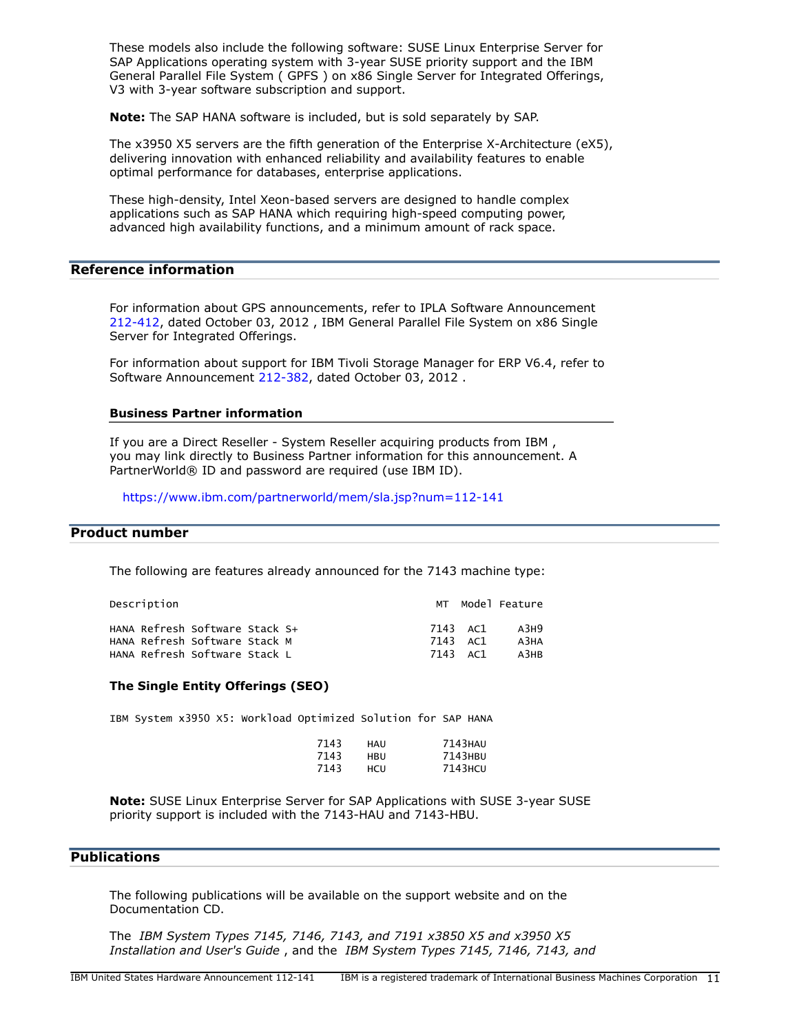These models also include the following software: SUSE Linux Enterprise Server for SAP Applications operating system with 3-year SUSE priority support and the IBM General Parallel File System ( GPFS ) on x86 Single Server for Integrated Offerings, V3 with 3-year software subscription and support.

**Note:** The SAP HANA software is included, but is sold separately by SAP.

The x3950 X5 servers are the fifth generation of the Enterprise X-Architecture (eX5), delivering innovation with enhanced reliability and availability features to enable optimal performance for databases, enterprise applications.

These high-density, Intel Xeon-based servers are designed to handle complex applications such as SAP HANA which requiring high-speed computing power, advanced high availability functions, and a minimum amount of rack space.

## Reference information

For information about GPS announcements, refer to IPLA Software Announcement 212-412, dated October 03, 2012 , IBM General Parallel File System on x86 Single Server for Integrated Offerings.

For information about support for IBM Tivoli Storage Manager for ERP V6.4, refer to Software Announcement 212-382, dated October 03, 2012 .

### Business Partner information

If you are a Direct Reseller - System Reseller acquiring products from IBM , you may link directly to Business Partner information for this announcement. A PartnerWorld® ID and password are required (use IBM ID).

https://www.ibm.com/partnerworld/mem/sla.jsp?num=112-141

## Product number

The following are features already announced for the 7143 machine type:

| Description | MT | Model | Feature |
|---|---|---|---|
| HANA Refresh Software Stack S+ | 7143 | AC1 | A3H9 |
| HANA Refresh Software Stack M | 7143 | AC1 | A3HA |
| HANA Refresh Software Stack L | 7143 | AC1 | A3HB |

### The Single Entity Offerings (SEO)

IBM System x3950 X5: Workload Optimized Solution for SAP HANA

| | | |
|---|---|---|
| 7143 | HAU | 7143HAU |
| 7143 | HBU | 7143HBU |
| 7143 | HCU | 7143HCU |

**Note:** SUSE Linux Enterprise Server for SAP Applications with SUSE 3-year SUSE priority support is included with the 7143-HAU and 7143-HBU.

## Publications

The following publications will be available on the support website and on the Documentation CD.

The *IBM System Types 7145, 7146, 7143, and 7191 x3850 X5 and x3950 X5 Installation and User's Guide* , and the *IBM System Types 7145, 7146, 7143, and*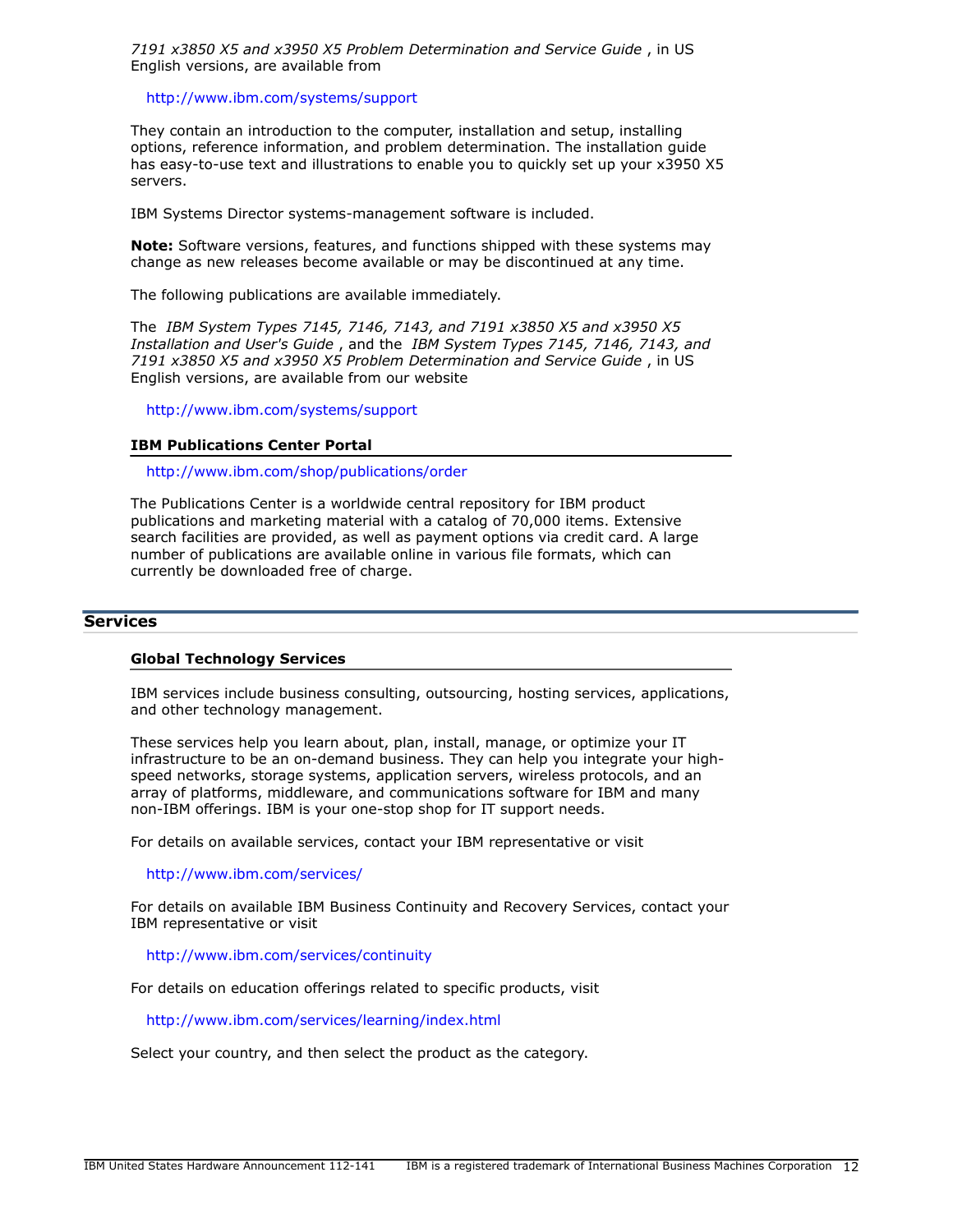*7191 x3850 X5 and x3950 X5 Problem Determination and Service Guide* , in US English versions, are available from

http://www.ibm.com/systems/support

They contain an introduction to the computer, installation and setup, installing options, reference information, and problem determination. The installation guide has easy-to-use text and illustrations to enable you to quickly set up your x3950 X5 servers.

IBM Systems Director systems-management software is included.

**Note:** Software versions, features, and functions shipped with these systems may change as new releases become available or may be discontinued at any time.

The following publications are available immediately.

The *IBM System Types 7145, 7146, 7143, and 7191 x3850 X5 and x3950 X5 Installation and User's Guide* , and the *IBM System Types 7145, 7146, 7143, and 7191 x3850 X5 and x3950 X5 Problem Determination and Service Guide* , in US English versions, are available from our website

http://www.ibm.com/systems/support

### IBM Publications Center Portal

http://www.ibm.com/shop/publications/order

The Publications Center is a worldwide central repository for IBM product publications and marketing material with a catalog of 70,000 items. Extensive search facilities are provided, as well as payment options via credit card. A large number of publications are available online in various file formats, which can currently be downloaded free of charge.

## Services

### Global Technology Services

IBM services include business consulting, outsourcing, hosting services, applications, and other technology management.

These services help you learn about, plan, install, manage, or optimize your IT infrastructure to be an on-demand business. They can help you integrate your high-speed networks, storage systems, application servers, wireless protocols, and an array of platforms, middleware, and communications software for IBM and many non-IBM offerings. IBM is your one-stop shop for IT support needs.

For details on available services, contact your IBM representative or visit

http://www.ibm.com/services/

For details on available IBM Business Continuity and Recovery Services, contact your IBM representative or visit

http://www.ibm.com/services/continuity

For details on education offerings related to specific products, visit

http://www.ibm.com/services/learning/index.html

Select your country, and then select the product as the category.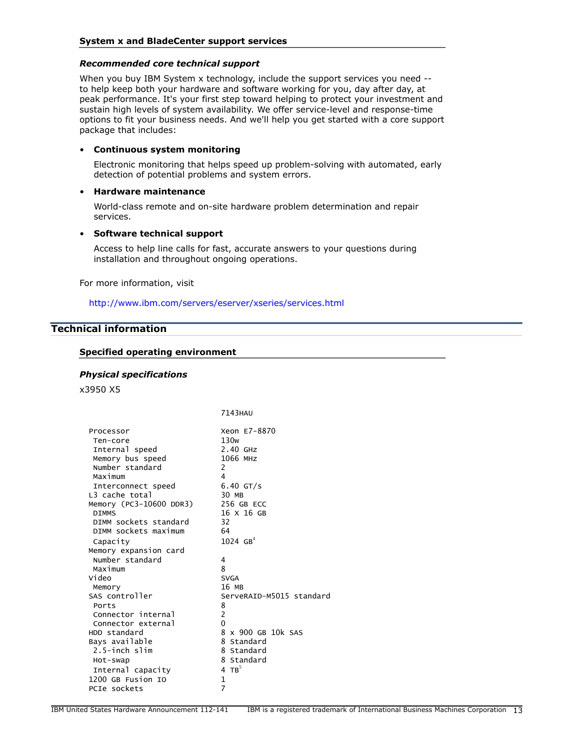### System x and BladeCenter support services

*Recommended core technical support*

When you buy IBM System x technology, include the support services you need -- to help keep both your hardware and software working for you, day after day, at peak performance. It's your first step toward helping to protect your investment and sustain high levels of system availability. We offer service-level and response-time options to fit your business needs. And we'll help you get started with a core support package that includes:

- **Continuous system monitoring**

  Electronic monitoring that helps speed up problem-solving with automated, early detection of potential problems and system errors.

- **Hardware maintenance**

  World-class remote and on-site hardware problem determination and repair services.

- **Software technical support**

  Access to help line calls for fast, accurate answers to your questions during installation and throughout ongoing operations.

For more information, visit

http://www.ibm.com/servers/eserver/xseries/services.html

## Technical information

### Specified operating environment

*Physical specifications*

x3950 X5

```
                            7143HAU

Processor                   Xeon E7-8870
 Ten-core                   130w
 Internal speed             2.40 GHz
 Memory bus speed           1066 MHz
 Number standard            2
 Maximum                    4
 Interconnect speed         6.40 GT/s
L3 cache total              30 MB
Memory (PC3-10600 DDR3)     256 GB ECC
 DIMMS                      16 X 16 GB
 DIMM sockets standard      32
 DIMM sockets maximum       64
 Capacity                   1024 GB[4]
Memory expansion card
 Number standard            4
 Maximum                    8
Video                       SVGA
 Memory                     16 MB
SAS controller              ServeRAID-M5015 standard
 Ports                      8
 Connector internal         2
 Connector external         0
HDD standard                8 x 900 GB 10k SAS
Bays available              8 Standard
 2.5-inch slim              8 Standard
 Hot-swap                   8 Standard
 Internal capacity          4 TB[5]
1200 GB Fusion IO           1
PCIe sockets                7
```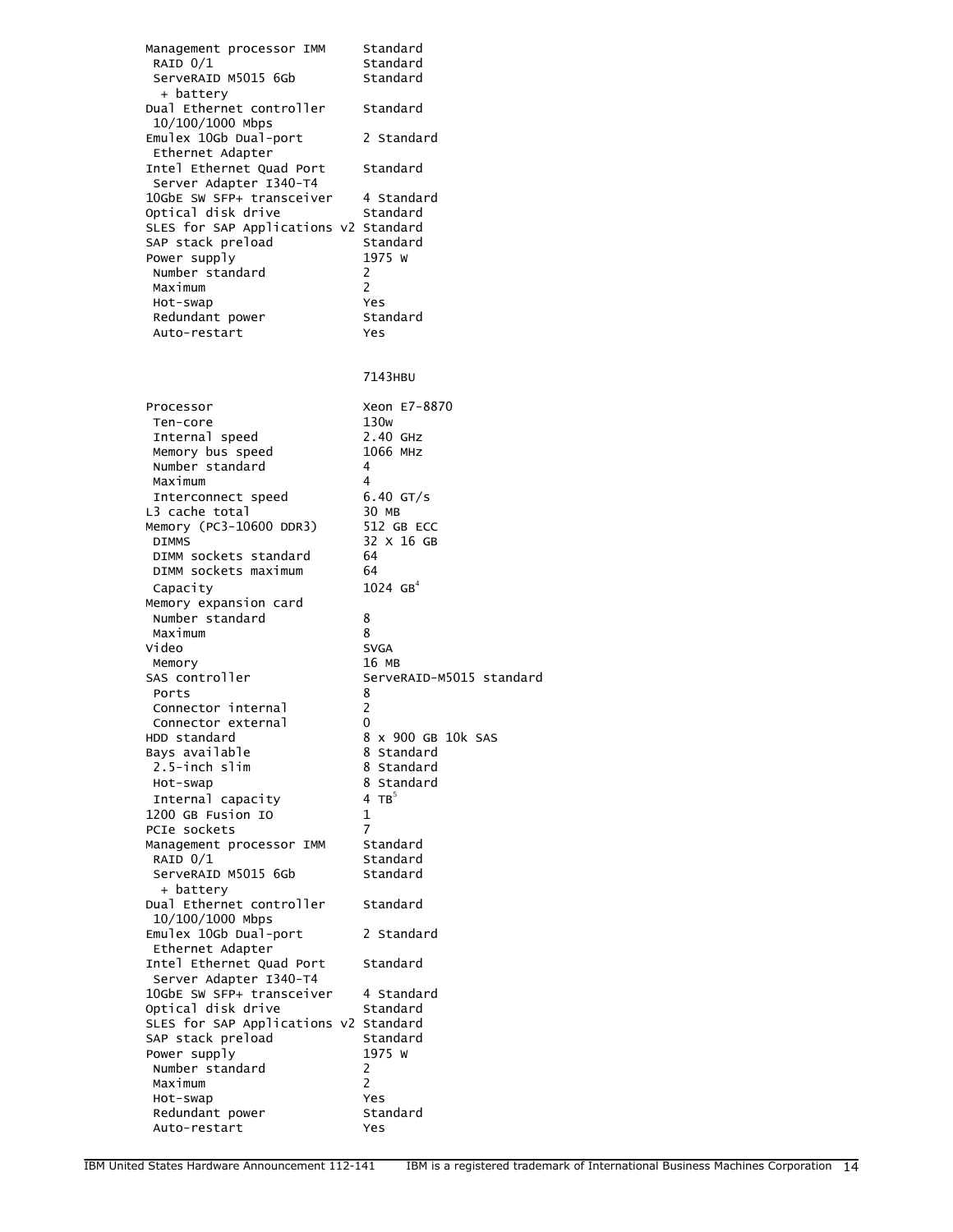```
Management processor IMM     Standard
 RAID 0/1                    Standard
 ServeRAID M5015 6Gb         Standard
  + battery
Dual Ethernet controller     Standard
 10/100/1000 Mbps
Emulex 10Gb Dual-port        2 Standard
 Ethernet Adapter
Intel Ethernet Quad Port     Standard
 Server Adapter I340-T4
10GbE SW SFP+ transceiver    4 Standard
Optical disk drive           Standard
SLES for SAP Applications v2 Standard
SAP stack preload            Standard
Power supply                 1975 W
 Number standard             2
 Maximum                     2
 Hot-swap                    Yes
 Redundant power             Standard
 Auto-restart                Yes


                             7143HBU

Processor                    Xeon E7-8870
 Ten-core                    130w
 Internal speed              2.40 GHz
 Memory bus speed            1066 MHz
 Number standard             4
 Maximum                     4
 Interconnect speed          6.40 GT/s
L3 cache total               30 MB
Memory (PC3-10600 DDR3)      512 GB ECC
 DIMMS                       32 X 16 GB
 DIMM sockets standard       64
 DIMM sockets maximum        64
 Capacity                    1024 GB[4]
Memory expansion card
 Number standard             8
 Maximum                     8
Video                        SVGA
 Memory                      16 MB
SAS controller               ServeRAID-M5015 standard
 Ports                       8
 Connector internal          2
 Connector external          0
HDD standard                 8 x 900 GB 10k SAS
Bays available               8 Standard
 2.5-inch slim               8 Standard
 Hot-swap                    8 Standard
 Internal capacity           4 TB[5]
1200 GB Fusion IO            1
PCIe sockets                 7
Management processor IMM     Standard
 RAID 0/1                    Standard
 ServeRAID M5015 6Gb         Standard
  + battery
Dual Ethernet controller     Standard
 10/100/1000 Mbps
Emulex 10Gb Dual-port        2 Standard
 Ethernet Adapter
Intel Ethernet Quad Port     Standard
 Server Adapter I340-T4
10GbE SW SFP+ transceiver    4 Standard
Optical disk drive           Standard
SLES for SAP Applications v2 Standard
SAP stack preload            Standard
Power supply                 1975 W
 Number standard             2
 Maximum                     2
 Hot-swap                    Yes
 Redundant power             Standard
 Auto-restart                Yes
```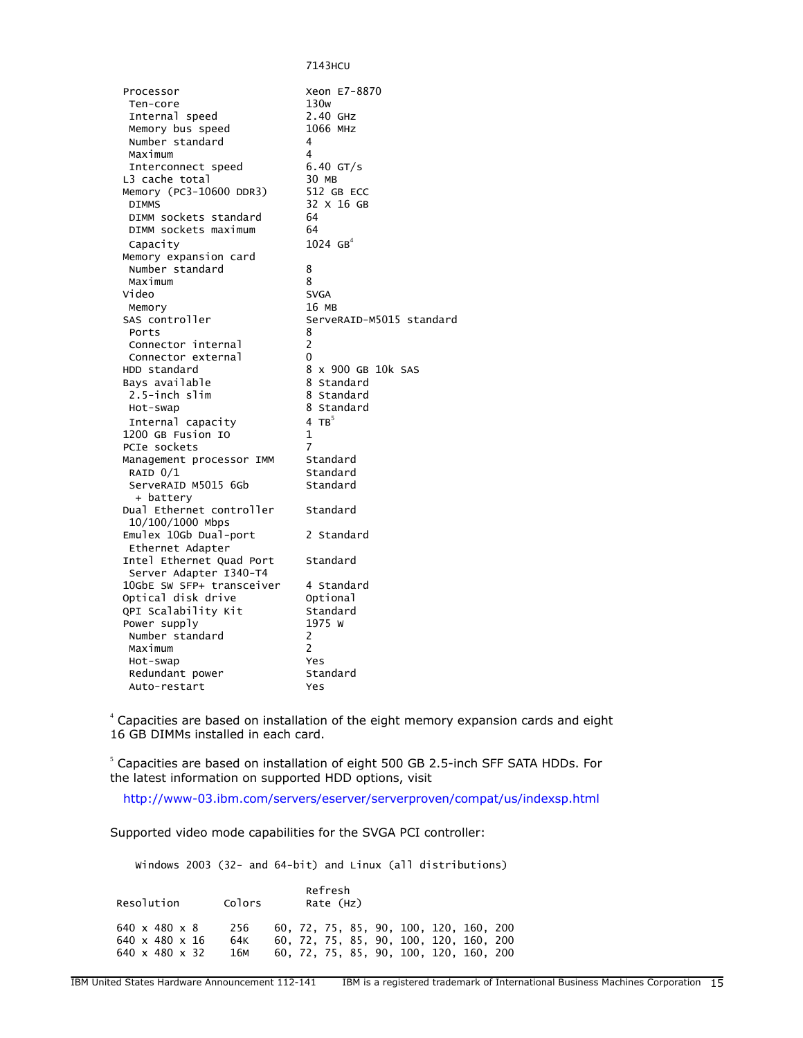| | 7143HCU |
|---|---|
| Processor | Xeon E7-8870 |
| Ten-core | 130w |
| Internal speed | 2.40 GHz |
| Memory bus speed | 1066 MHz |
| Number standard | 4 |
| Maximum | 4 |
| Interconnect speed | 6.40 GT/s |
| L3 cache total | 30 MB |
| Memory (PC3-10600 DDR3) | 512 GB ECC |
| DIMMS | 32 x 16 GB |
| DIMM sockets standard | 64 |
| DIMM sockets maximum | 64 |
| Capacity | 1024 GB[4] |
| Memory expansion card | |
| Number standard | 8 |
| Maximum | 8 |
| Video | SVGA |
| Memory | 16 MB |
| SAS controller | ServeRAID-M5015 standard |
| Ports | 8 |
| Connector internal | 2 |
| Connector external | 0 |
| HDD standard | 8 x 900 GB 10k SAS |
| Bays available | 8 Standard |
| 2.5-inch slim | 8 Standard |
| Hot-swap | 8 Standard |
| Internal capacity | 4 TB[5] |
| 1200 GB Fusion IO | 1 |
| PCIe sockets | 7 |
| Management processor IMM | Standard |
| RAID 0/1 | Standard |
| ServeRAID M5015 6Gb + battery | Standard |
| Dual Ethernet controller 10/100/1000 Mbps | Standard |
| Emulex 10Gb Dual-port Ethernet Adapter | 2 Standard |
| Intel Ethernet Quad Port Server Adapter I340-T4 | Standard |
| 10GbE SW SFP+ transceiver | 4 Standard |
| Optical disk drive | Optional |
| QPI Scalability Kit | Standard |
| Power supply | 1975 W |
| Number standard | 2 |
| Maximum | 2 |
| Hot-swap | Yes |
| Redundant power | Standard |
| Auto-restart | Yes |

[4] Capacities are based on installation of the eight memory expansion cards and eight 16 GB DIMMs installed in each card.

[5] Capacities are based on installation of eight 500 GB 2.5-inch SFF SATA HDDs. For the latest information on supported HDD options, visit

http://www-03.ibm.com/servers/eserver/serverproven/compat/us/indexsp.html

Supported video mode capabilities for the SVGA PCI controller:

Windows 2003 (32- and 64-bit) and Linux (all distributions)

| Resolution | Colors | Refresh Rate (Hz) |
|---|---|---|
| 640 x 480 x 8 | 256 | 60, 72, 75, 85, 90, 100, 120, 160, 200 |
| 640 x 480 x 16 | 64K | 60, 72, 75, 85, 90, 100, 120, 160, 200 |
| 640 x 480 x 32 | 16M | 60, 72, 75, 85, 90, 100, 120, 160, 200 |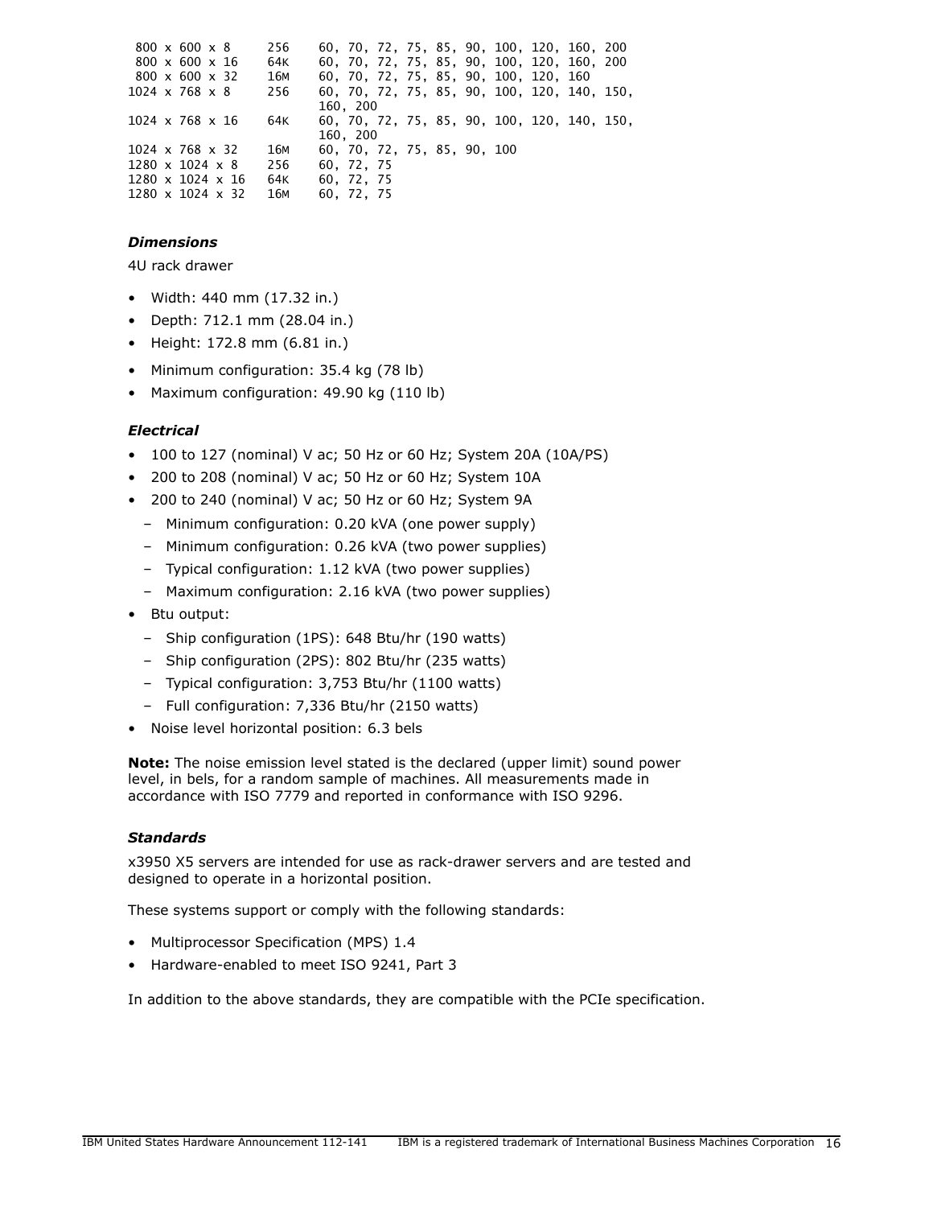```
 800 x 600 x 8     256    60, 70, 72, 75, 85, 90, 100, 120, 160, 200
 800 x 600 x 16    64K    60, 70, 72, 75, 85, 90, 100, 120, 160, 200
 800 x 600 x 32    16M    60, 70, 72, 75, 85, 90, 100, 120, 160
1024 x 768 x 8     256    60, 70, 72, 75, 85, 90, 100, 120, 140, 150,
                          160, 200
1024 x 768 x 16    64K    60, 70, 72, 75, 85, 90, 100, 120, 140, 150,
                          160, 200
1024 x 768 x 32    16M    60, 70, 72, 75, 85, 90, 100
1280 x 1024 x 8    256    60, 72, 75
1280 x 1024 x 16   64K    60, 72, 75
1280 x 1024 x 32   16M    60, 72, 75
```

***Dimensions***

4U rack drawer

- Width: 440 mm (17.32 in.)
- Depth: 712.1 mm (28.04 in.)
- Height: 172.8 mm (6.81 in.)
- Minimum configuration: 35.4 kg (78 lb)
- Maximum configuration: 49.90 kg (110 lb)

***Electrical***

- 100 to 127 (nominal) V ac; 50 Hz or 60 Hz; System 20A (10A/PS)
- 200 to 208 (nominal) V ac; 50 Hz or 60 Hz; System 10A
- 200 to 240 (nominal) V ac; 50 Hz or 60 Hz; System 9A
  - Minimum configuration: 0.20 kVA (one power supply)
  - Minimum configuration: 0.26 kVA (two power supplies)
  - Typical configuration: 1.12 kVA (two power supplies)
  - Maximum configuration: 2.16 kVA (two power supplies)
- Btu output:
  - Ship configuration (1PS): 648 Btu/hr (190 watts)
  - Ship configuration (2PS): 802 Btu/hr (235 watts)
  - Typical configuration: 3,753 Btu/hr (1100 watts)
  - Full configuration: 7,336 Btu/hr (2150 watts)
- Noise level horizontal position: 6.3 bels

**Note:** The noise emission level stated is the declared (upper limit) sound power level, in bels, for a random sample of machines. All measurements made in accordance with ISO 7779 and reported in conformance with ISO 9296.

***Standards***

x3950 X5 servers are intended for use as rack-drawer servers and are tested and designed to operate in a horizontal position.

These systems support or comply with the following standards:

- Multiprocessor Specification (MPS) 1.4
- Hardware-enabled to meet ISO 9241, Part 3

In addition to the above standards, they are compatible with the PCIe specification.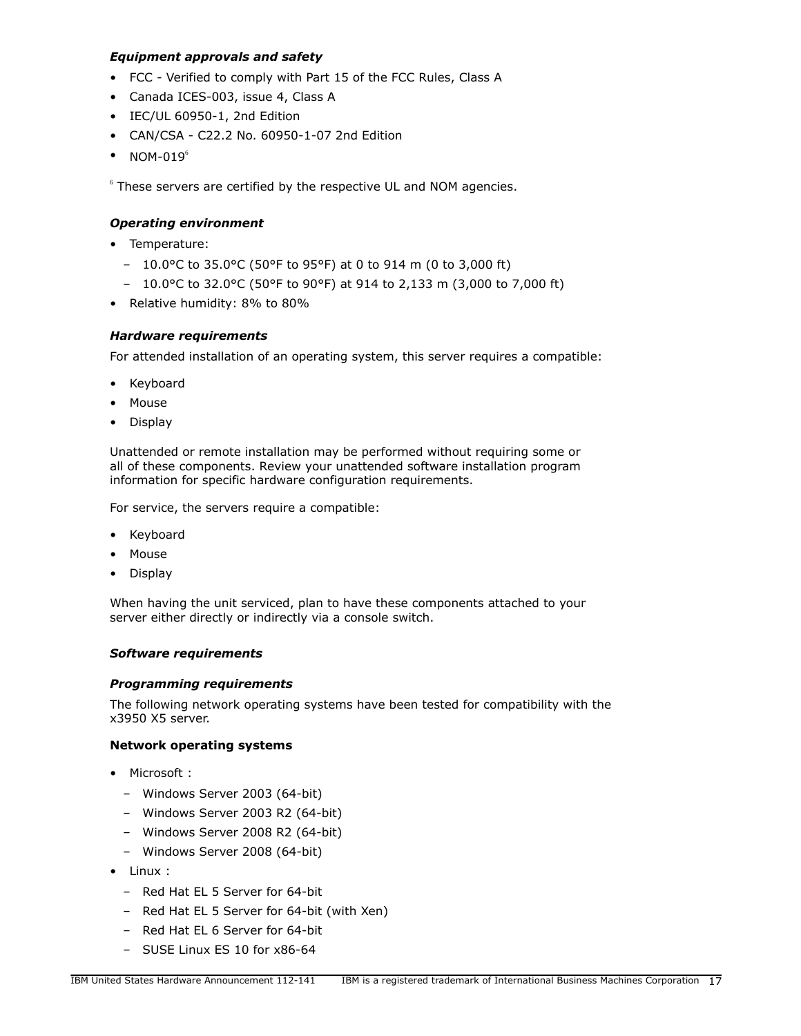### *Equipment approvals and safety*

- FCC - Verified to comply with Part 15 of the FCC Rules, Class A
- Canada ICES-003, issue 4, Class A
- IEC/UL 60950-1, 2nd Edition
- CAN/CSA - C22.2 No. 60950-1-07 2nd Edition
- NOM-019[6]

[6] These servers are certified by the respective UL and NOM agencies.

### *Operating environment*

- Temperature:
  - 10.0°C to 35.0°C (50°F to 95°F) at 0 to 914 m (0 to 3,000 ft)
  - 10.0°C to 32.0°C (50°F to 90°F) at 914 to 2,133 m (3,000 to 7,000 ft)
- Relative humidity: 8% to 80%

### *Hardware requirements*

For attended installation of an operating system, this server requires a compatible:

- Keyboard
- Mouse
- Display

Unattended or remote installation may be performed without requiring some or all of these components. Review your unattended software installation program information for specific hardware configuration requirements.

For service, the servers require a compatible:

- Keyboard
- Mouse
- Display

When having the unit serviced, plan to have these components attached to your server either directly or indirectly via a console switch.

### *Software requirements*

### *Programming requirements*

The following network operating systems have been tested for compatibility with the x3950 X5 server.

**Network operating systems**

- Microsoft :
  - Windows Server 2003 (64-bit)
  - Windows Server 2003 R2 (64-bit)
  - Windows Server 2008 R2 (64-bit)
  - Windows Server 2008 (64-bit)
- Linux :
  - Red Hat EL 5 Server for 64-bit
  - Red Hat EL 5 Server for 64-bit (with Xen)
  - Red Hat EL 6 Server for 64-bit
  - SUSE Linux ES 10 for x86-64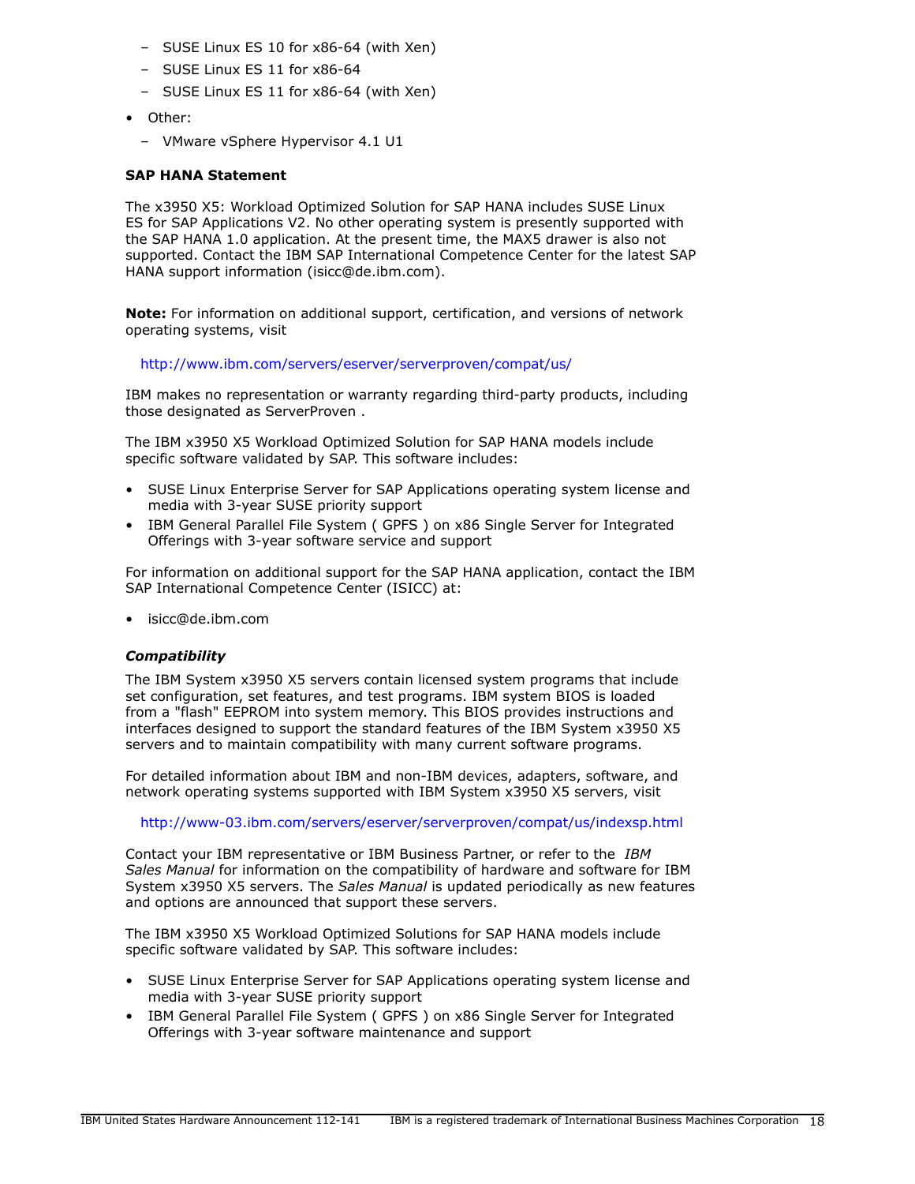- SUSE Linux ES 10 for x86-64 (with Xen)
  - SUSE Linux ES 11 for x86-64
  - SUSE Linux ES 11 for x86-64 (with Xen)
- Other:
  - VMware vSphere Hypervisor 4.1 U1

**SAP HANA Statement**

The x3950 X5: Workload Optimized Solution for SAP HANA includes SUSE Linux ES for SAP Applications V2. No other operating system is presently supported with the SAP HANA 1.0 application. At the present time, the MAX5 drawer is also not supported. Contact the IBM SAP International Competence Center for the latest SAP HANA support information (isicc@de.ibm.com).

**Note:** For information on additional support, certification, and versions of network operating systems, visit

http://www.ibm.com/servers/eserver/serverproven/compat/us/

IBM makes no representation or warranty regarding third-party products, including those designated as ServerProven .

The IBM x3950 X5 Workload Optimized Solution for SAP HANA models include specific software validated by SAP. This software includes:

- SUSE Linux Enterprise Server for SAP Applications operating system license and media with 3-year SUSE priority support
- IBM General Parallel File System ( GPFS ) on x86 Single Server for Integrated Offerings with 3-year software service and support

For information on additional support for the SAP HANA application, contact the IBM SAP International Competence Center (ISICC) at:

- isicc@de.ibm.com

***Compatibility***

The IBM System x3950 X5 servers contain licensed system programs that include set configuration, set features, and test programs. IBM system BIOS is loaded from a "flash" EEPROM into system memory. This BIOS provides instructions and interfaces designed to support the standard features of the IBM System x3950 X5 servers and to maintain compatibility with many current software programs.

For detailed information about IBM and non-IBM devices, adapters, software, and network operating systems supported with IBM System x3950 X5 servers, visit

http://www-03.ibm.com/servers/eserver/serverproven/compat/us/indexsp.html

Contact your IBM representative or IBM Business Partner, or refer to the *IBM Sales Manual* for information on the compatibility of hardware and software for IBM System x3950 X5 servers. The *Sales Manual* is updated periodically as new features and options are announced that support these servers.

The IBM x3950 X5 Workload Optimized Solutions for SAP HANA models include specific software validated by SAP. This software includes:

- SUSE Linux Enterprise Server for SAP Applications operating system license and media with 3-year SUSE priority support
- IBM General Parallel File System ( GPFS ) on x86 Single Server for Integrated Offerings with 3-year software maintenance and support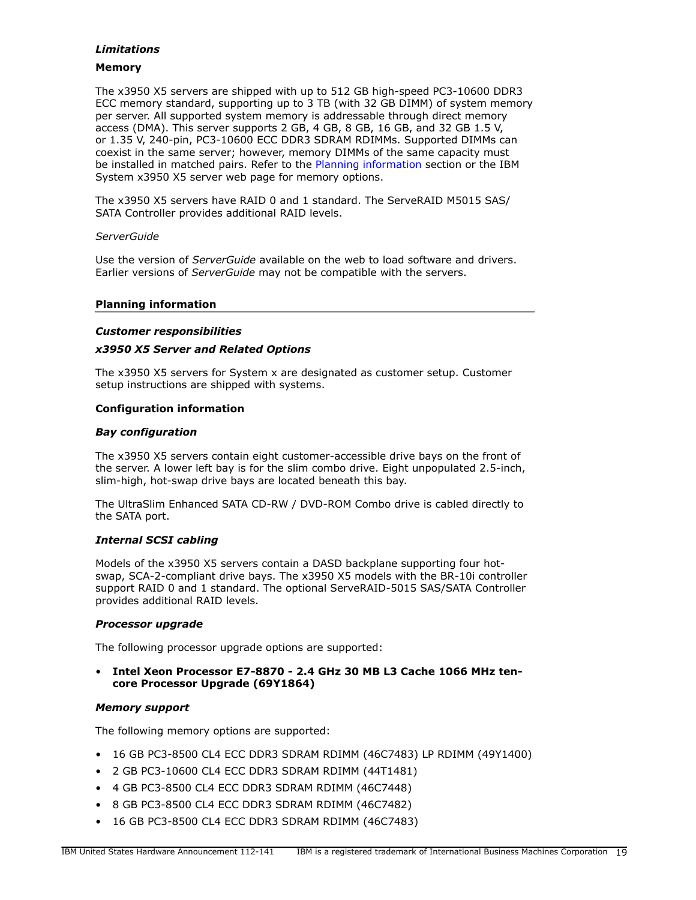*Limitations*

**Memory**

The x3950 X5 servers are shipped with up to 512 GB high-speed PC3-10600 DDR3 ECC memory standard, supporting up to 3 TB (with 32 GB DIMM) of system memory per server. All supported system memory is addressable through direct memory access (DMA). This server supports 2 GB, 4 GB, 8 GB, 16 GB, and 32 GB 1.5 V, or 1.35 V, 240-pin, PC3-10600 ECC DDR3 SDRAM RDIMMs. Supported DIMMs can coexist in the same server; however, memory DIMMs of the same capacity must be installed in matched pairs. Refer to the Planning information section or the IBM System x3950 X5 server web page for memory options.

The x3950 X5 servers have RAID 0 and 1 standard. The ServeRAID M5015 SAS/SATA Controller provides additional RAID levels.

*ServerGuide*

Use the version of *ServerGuide* available on the web to load software and drivers. Earlier versions of *ServerGuide* may not be compatible with the servers.

## Planning information

***Customer responsibilities***

***x3950 X5 Server and Related Options***

The x3950 X5 servers for System x are designated as customer setup. Customer setup instructions are shipped with systems.

**Configuration information**

***Bay configuration***

The x3950 X5 servers contain eight customer-accessible drive bays on the front of the server. A lower left bay is for the slim combo drive. Eight unpopulated 2.5-inch, slim-high, hot-swap drive bays are located beneath this bay.

The UltraSlim Enhanced SATA CD-RW / DVD-ROM Combo drive is cabled directly to the SATA port.

***Internal SCSI cabling***

Models of the x3950 X5 servers contain a DASD backplane supporting four hot-swap, SCA-2-compliant drive bays. The x3950 X5 models with the BR-10i controller support RAID 0 and 1 standard. The optional ServeRAID-5015 SAS/SATA Controller provides additional RAID levels.

***Processor upgrade***

The following processor upgrade options are supported:

- **Intel Xeon Processor E7-8870 - 2.4 GHz 30 MB L3 Cache 1066 MHz ten-core Processor Upgrade (69Y1864)**

***Memory support***

The following memory options are supported:

- 16 GB PC3-8500 CL4 ECC DDR3 SDRAM RDIMM (46C7483) LP RDIMM (49Y1400)
- 2 GB PC3-10600 CL4 ECC DDR3 SDRAM RDIMM (44T1481)
- 4 GB PC3-8500 CL4 ECC DDR3 SDRAM RDIMM (46C7448)
- 8 GB PC3-8500 CL4 ECC DDR3 SDRAM RDIMM (46C7482)
- 16 GB PC3-8500 CL4 ECC DDR3 SDRAM RDIMM (46C7483)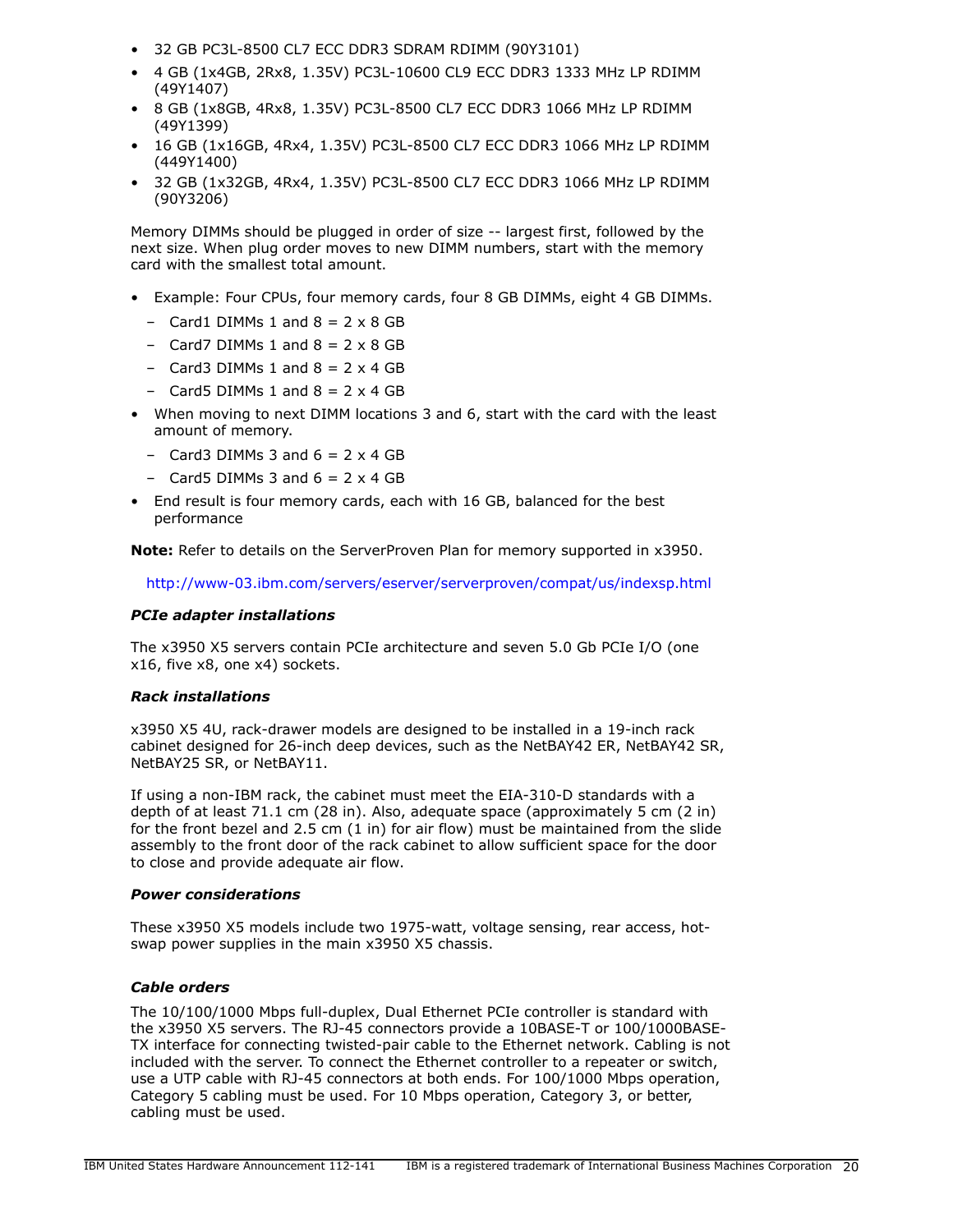- 32 GB PC3L-8500 CL7 ECC DDR3 SDRAM RDIMM (90Y3101)
- 4 GB (1x4GB, 2Rx8, 1.35V) PC3L-10600 CL9 ECC DDR3 1333 MHz LP RDIMM (49Y1407)
- 8 GB (1x8GB, 4Rx8, 1.35V) PC3L-8500 CL7 ECC DDR3 1066 MHz LP RDIMM (49Y1399)
- 16 GB (1x16GB, 4Rx4, 1.35V) PC3L-8500 CL7 ECC DDR3 1066 MHz LP RDIMM (449Y1400)
- 32 GB (1x32GB, 4Rx4, 1.35V) PC3L-8500 CL7 ECC DDR3 1066 MHz LP RDIMM (90Y3206)

Memory DIMMs should be plugged in order of size -- largest first, followed by the next size. When plug order moves to new DIMM numbers, start with the memory card with the smallest total amount.

- Example: Four CPUs, four memory cards, four 8 GB DIMMs, eight 4 GB DIMMs.
  - Card1 DIMMs 1 and 8 = 2 x 8 GB
  - Card7 DIMMs 1 and 8 = 2 x 8 GB
  - Card3 DIMMs 1 and 8 = 2 x 4 GB
  - Card5 DIMMs 1 and 8 = 2 x 4 GB
- When moving to next DIMM locations 3 and 6, start with the card with the least amount of memory.
  - Card3 DIMMs 3 and 6 = 2 x 4 GB
  - Card5 DIMMs 3 and 6 = 2 x 4 GB
- End result is four memory cards, each with 16 GB, balanced for the best performance

**Note:** Refer to details on the ServerProven Plan for memory supported in x3950.

http://www-03.ibm.com/servers/eserver/serverproven/compat/us/indexsp.html

### *PCIe adapter installations*

The x3950 X5 servers contain PCIe architecture and seven 5.0 Gb PCIe I/O (one x16, five x8, one x4) sockets.

### *Rack installations*

x3950 X5 4U, rack-drawer models are designed to be installed in a 19-inch rack cabinet designed for 26-inch deep devices, such as the NetBAY42 ER, NetBAY42 SR, NetBAY25 SR, or NetBAY11.

If using a non-IBM rack, the cabinet must meet the EIA-310-D standards with a depth of at least 71.1 cm (28 in). Also, adequate space (approximately 5 cm (2 in) for the front bezel and 2.5 cm (1 in) for air flow) must be maintained from the slide assembly to the front door of the rack cabinet to allow sufficient space for the door to close and provide adequate air flow.

### *Power considerations*

These x3950 X5 models include two 1975-watt, voltage sensing, rear access, hot-swap power supplies in the main x3950 X5 chassis.

### *Cable orders*

The 10/100/1000 Mbps full-duplex, Dual Ethernet PCIe controller is standard with the x3950 X5 servers. The RJ-45 connectors provide a 10BASE-T or 100/1000BASE-TX interface for connecting twisted-pair cable to the Ethernet network. Cabling is not included with the server. To connect the Ethernet controller to a repeater or switch, use a UTP cable with RJ-45 connectors at both ends. For 100/1000 Mbps operation, Category 5 cabling must be used. For 10 Mbps operation, Category 3, or better, cabling must be used.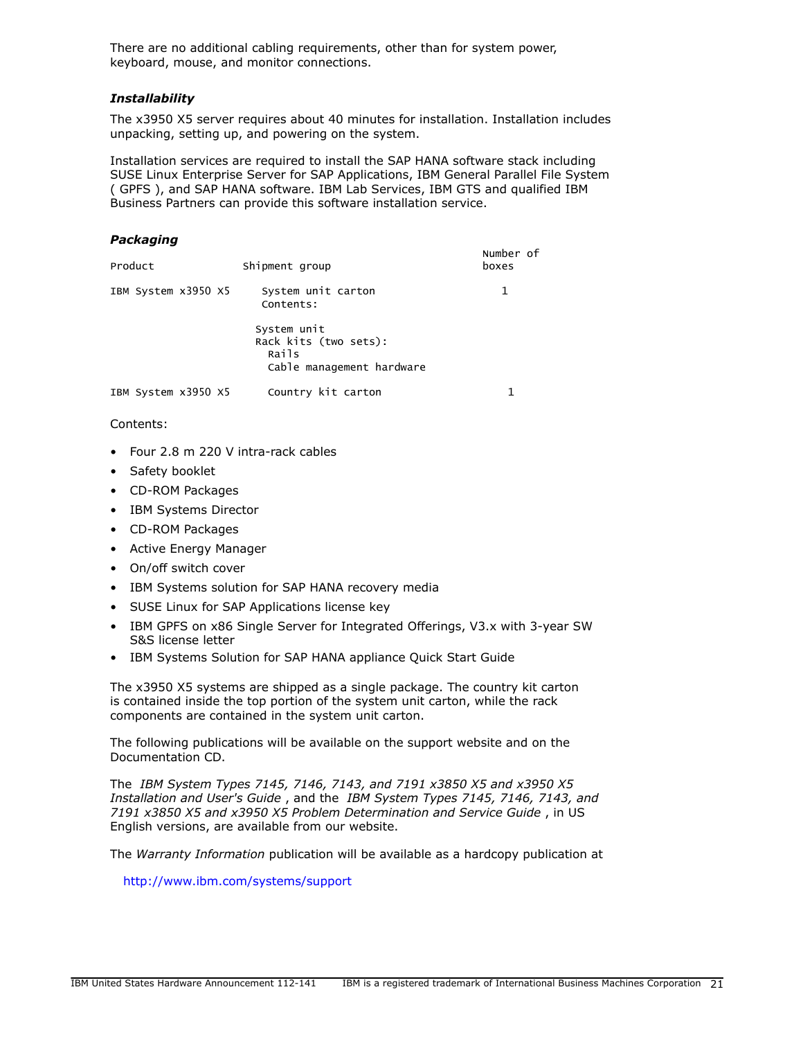There are no additional cabling requirements, other than for system power, keyboard, mouse, and monitor connections.

### *Installability*

The x3950 X5 server requires about 40 minutes for installation. Installation includes unpacking, setting up, and powering on the system.

Installation services are required to install the SAP HANA software stack including SUSE Linux Enterprise Server for SAP Applications, IBM General Parallel File System ( GPFS ), and SAP HANA software. IBM Lab Services, IBM GTS and qualified IBM Business Partners can provide this software installation service.

### *Packaging*

| Product | Shipment group | Number of boxes |
|---|---|---|
| IBM System x3950 X5 | System unit carton<br>Contents:<br><br>System unit<br>Rack kits (two sets):<br>Rails<br>Cable management hardware | 1 |
| IBM System x3950 X5 | Country kit carton | 1 |

Contents:

- Four 2.8 m 220 V intra-rack cables
- Safety booklet
- CD-ROM Packages
- IBM Systems Director
- CD-ROM Packages
- Active Energy Manager
- On/off switch cover
- IBM Systems solution for SAP HANA recovery media
- SUSE Linux for SAP Applications license key
- IBM GPFS on x86 Single Server for Integrated Offerings, V3.x with 3-year SW S&S license letter
- IBM Systems Solution for SAP HANA appliance Quick Start Guide

The x3950 X5 systems are shipped as a single package. The country kit carton is contained inside the top portion of the system unit carton, while the rack components are contained in the system unit carton.

The following publications will be available on the support website and on the Documentation CD.

The *IBM System Types 7145, 7146, 7143, and 7191 x3850 X5 and x3950 X5 Installation and User's Guide* , and the *IBM System Types 7145, 7146, 7143, and 7191 x3850 X5 and x3950 X5 Problem Determination and Service Guide* , in US English versions, are available from our website.

The *Warranty Information* publication will be available as a hardcopy publication at

http://www.ibm.com/systems/support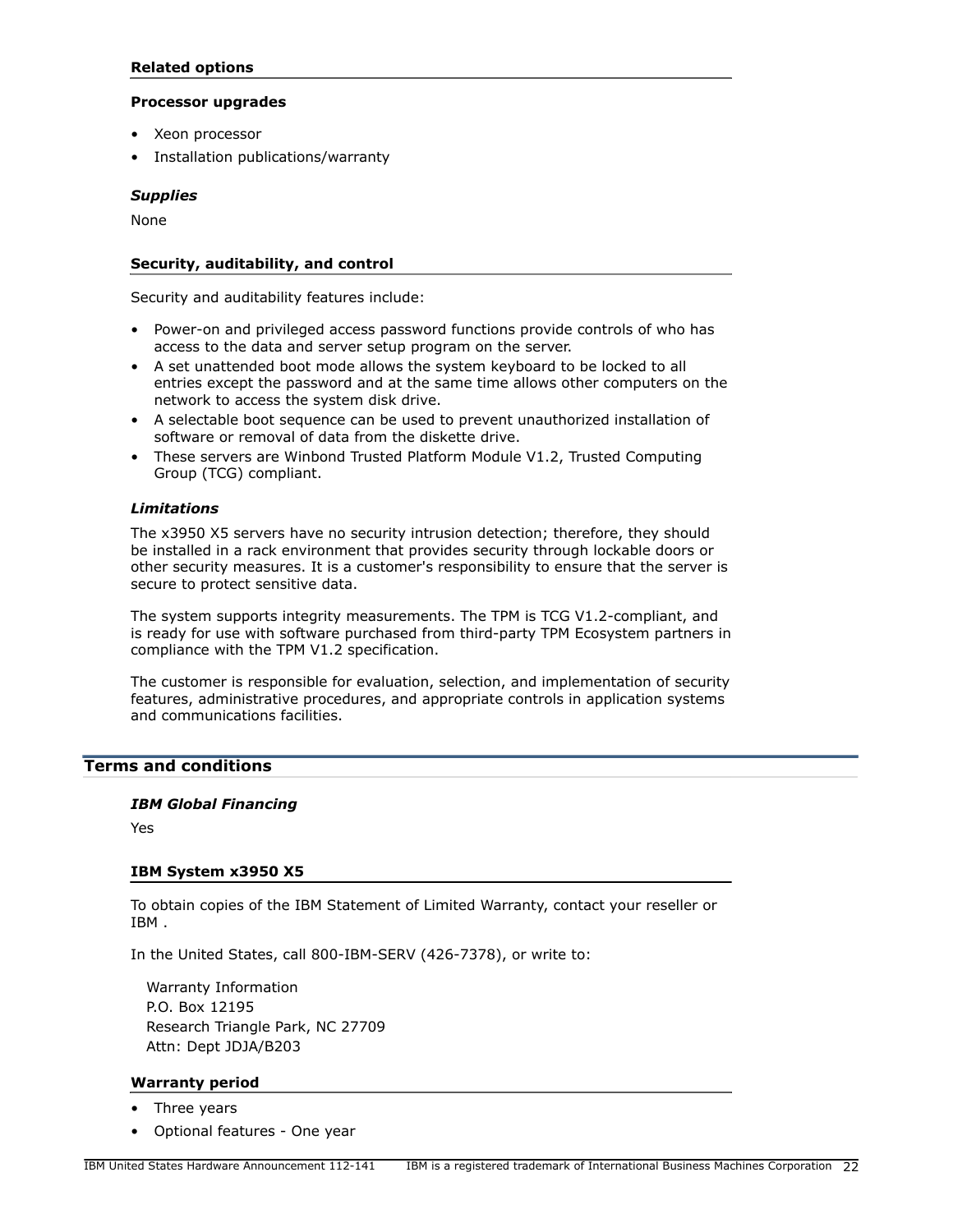### Related options

#### Processor upgrades

- Xeon processor
- Installation publications/warranty

***Supplies***

None

### Security, auditability, and control

Security and auditability features include:

- Power-on and privileged access password functions provide controls of who has access to the data and server setup program on the server.
- A set unattended boot mode allows the system keyboard to be locked to all entries except the password and at the same time allows other computers on the network to access the system disk drive.
- A selectable boot sequence can be used to prevent unauthorized installation of software or removal of data from the diskette drive.
- These servers are Winbond Trusted Platform Module V1.2, Trusted Computing Group (TCG) compliant.

***Limitations***

The x3950 X5 servers have no security intrusion detection; therefore, they should be installed in a rack environment that provides security through lockable doors or other security measures. It is a customer's responsibility to ensure that the server is secure to protect sensitive data.

The system supports integrity measurements. The TPM is TCG V1.2-compliant, and is ready for use with software purchased from third-party TPM Ecosystem partners in compliance with the TPM V1.2 specification.

The customer is responsible for evaluation, selection, and implementation of security features, administrative procedures, and appropriate controls in application systems and communications facilities.

## Terms and conditions

***IBM Global Financing***

Yes

### IBM System x3950 X5

To obtain copies of the IBM Statement of Limited Warranty, contact your reseller or IBM .

In the United States, call 800-IBM-SERV (426-7378), or write to:

Warranty Information  
P.O. Box 12195  
Research Triangle Park, NC 27709  
Attn: Dept JDJA/B203

### Warranty period

- Three years
- Optional features - One year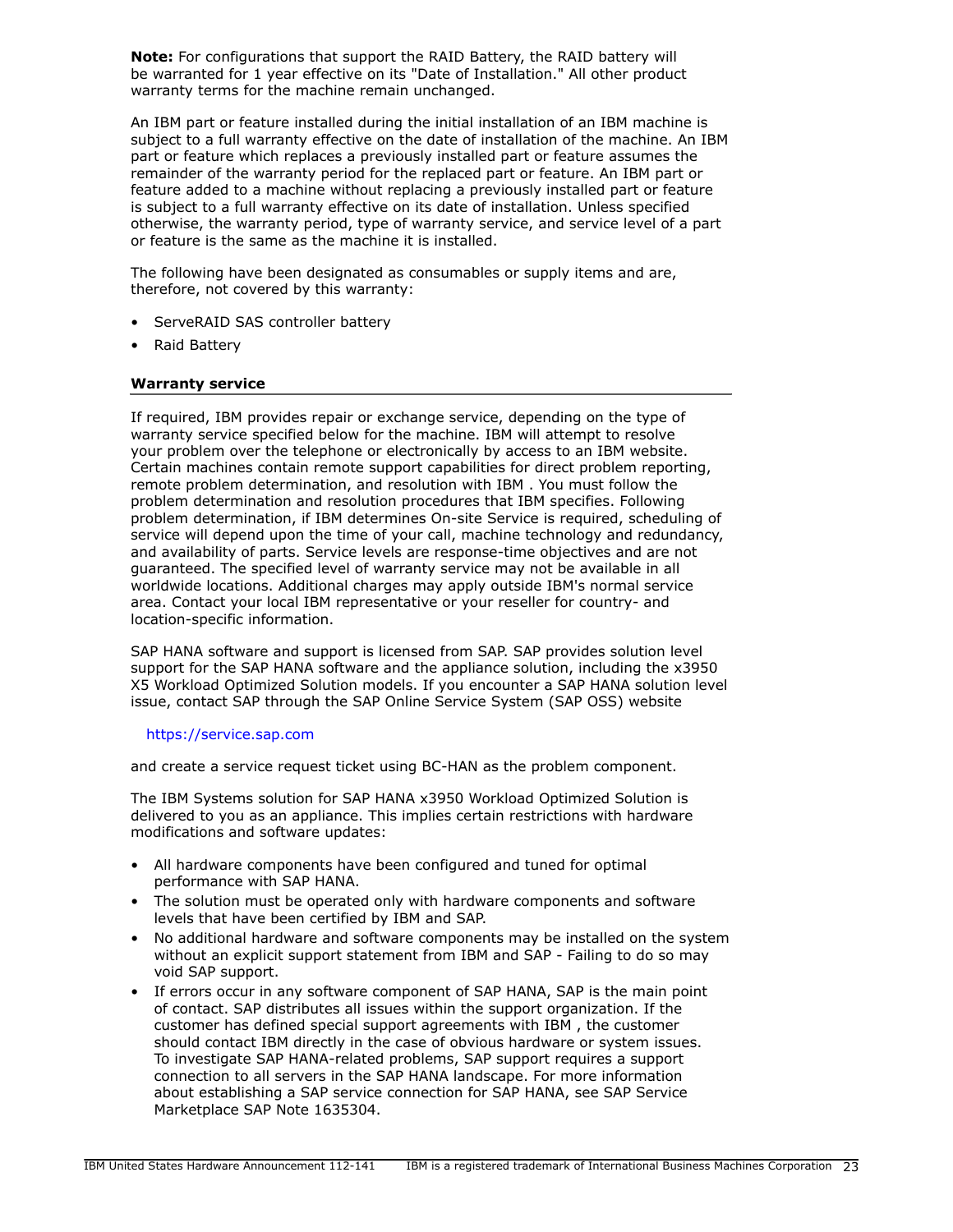**Note:** For configurations that support the RAID Battery, the RAID battery will be warranted for 1 year effective on its "Date of Installation." All other product warranty terms for the machine remain unchanged.

An IBM part or feature installed during the initial installation of an IBM machine is subject to a full warranty effective on the date of installation of the machine. An IBM part or feature which replaces a previously installed part or feature assumes the remainder of the warranty period for the replaced part or feature. An IBM part or feature added to a machine without replacing a previously installed part or feature is subject to a full warranty effective on its date of installation. Unless specified otherwise, the warranty period, type of warranty service, and service level of a part or feature is the same as the machine it is installed.

The following have been designated as consumables or supply items and are, therefore, not covered by this warranty:

- ServeRAID SAS controller battery
- Raid Battery

**Warranty service**

If required, IBM provides repair or exchange service, depending on the type of warranty service specified below for the machine. IBM will attempt to resolve your problem over the telephone or electronically by access to an IBM website. Certain machines contain remote support capabilities for direct problem reporting, remote problem determination, and resolution with IBM . You must follow the problem determination and resolution procedures that IBM specifies. Following problem determination, if IBM determines On-site Service is required, scheduling of service will depend upon the time of your call, machine technology and redundancy, and availability of parts. Service levels are response-time objectives and are not guaranteed. The specified level of warranty service may not be available in all worldwide locations. Additional charges may apply outside IBM's normal service area. Contact your local IBM representative or your reseller for country- and location-specific information.

SAP HANA software and support is licensed from SAP. SAP provides solution level support for the SAP HANA software and the appliance solution, including the x3950 X5 Workload Optimized Solution models. If you encounter a SAP HANA solution level issue, contact SAP through the SAP Online Service System (SAP OSS) website

https://service.sap.com

and create a service request ticket using BC-HAN as the problem component.

The IBM Systems solution for SAP HANA x3950 Workload Optimized Solution is delivered to you as an appliance. This implies certain restrictions with hardware modifications and software updates:

- All hardware components have been configured and tuned for optimal performance with SAP HANA.
- The solution must be operated only with hardware components and software levels that have been certified by IBM and SAP.
- No additional hardware and software components may be installed on the system without an explicit support statement from IBM and SAP - Failing to do so may void SAP support.
- If errors occur in any software component of SAP HANA, SAP is the main point of contact. SAP distributes all issues within the support organization. If the customer has defined special support agreements with IBM , the customer should contact IBM directly in the case of obvious hardware or system issues. To investigate SAP HANA-related problems, SAP support requires a support connection to all servers in the SAP HANA landscape. For more information about establishing a SAP service connection for SAP HANA, see SAP Service Marketplace SAP Note 1635304.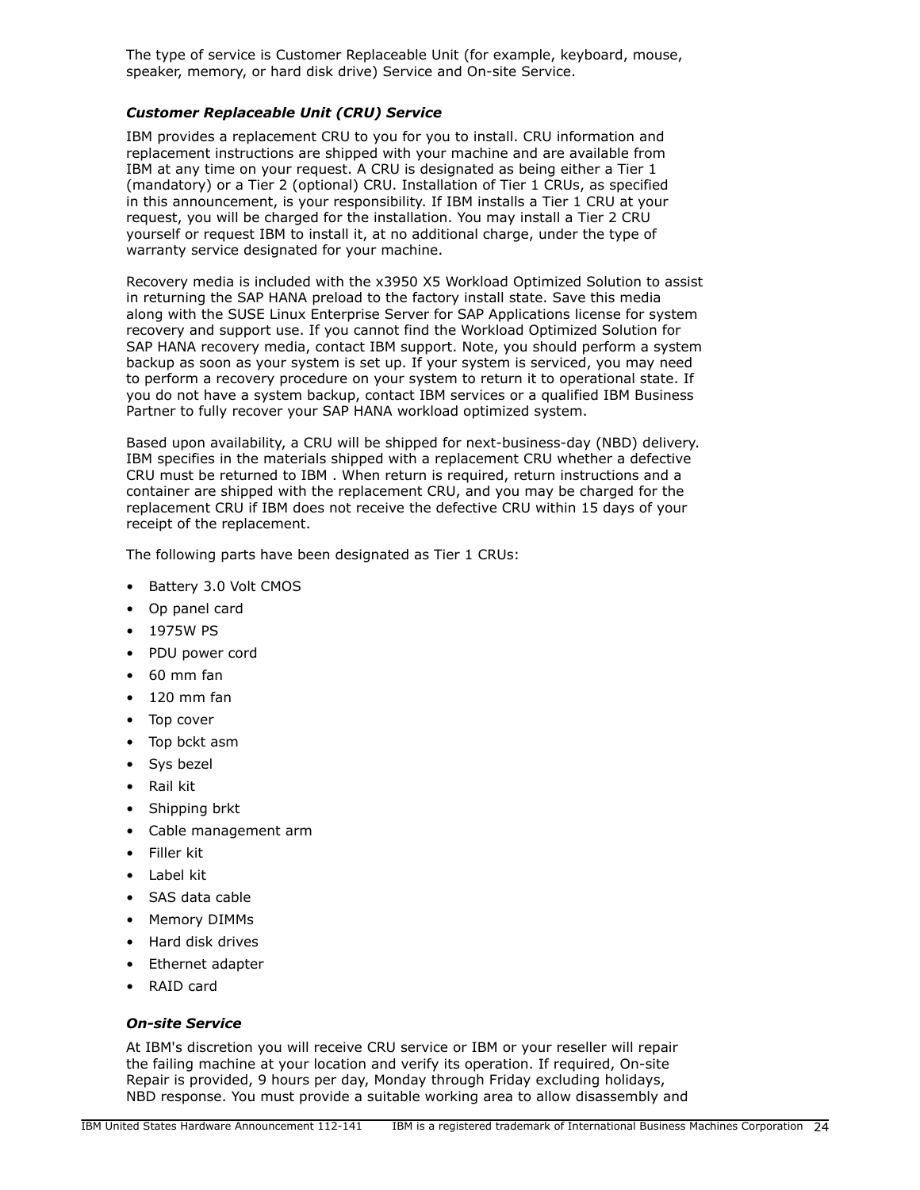The type of service is Customer Replaceable Unit (for example, keyboard, mouse, speaker, memory, or hard disk drive) Service and On-site Service.

***Customer Replaceable Unit (CRU) Service***

IBM provides a replacement CRU to you for you to install. CRU information and replacement instructions are shipped with your machine and are available from IBM at any time on your request. A CRU is designated as being either a Tier 1 (mandatory) or a Tier 2 (optional) CRU. Installation of Tier 1 CRUs, as specified in this announcement, is your responsibility. If IBM installs a Tier 1 CRU at your request, you will be charged for the installation. You may install a Tier 2 CRU yourself or request IBM to install it, at no additional charge, under the type of warranty service designated for your machine.

Recovery media is included with the x3950 X5 Workload Optimized Solution to assist in returning the SAP HANA preload to the factory install state. Save this media along with the SUSE Linux Enterprise Server for SAP Applications license for system recovery and support use. If you cannot find the Workload Optimized Solution for SAP HANA recovery media, contact IBM support. Note, you should perform a system backup as soon as your system is set up. If your system is serviced, you may need to perform a recovery procedure on your system to return it to operational state. If you do not have a system backup, contact IBM services or a qualified IBM Business Partner to fully recover your SAP HANA workload optimized system.

Based upon availability, a CRU will be shipped for next-business-day (NBD) delivery. IBM specifies in the materials shipped with a replacement CRU whether a defective CRU must be returned to IBM . When return is required, return instructions and a container are shipped with the replacement CRU, and you may be charged for the replacement CRU if IBM does not receive the defective CRU within 15 days of your receipt of the replacement.

The following parts have been designated as Tier 1 CRUs:

- Battery 3.0 Volt CMOS
- Op panel card
- 1975W PS
- PDU power cord
- 60 mm fan
- 120 mm fan
- Top cover
- Top bckt asm
- Sys bezel
- Rail kit
- Shipping brkt
- Cable management arm
- Filler kit
- Label kit
- SAS data cable
- Memory DIMMs
- Hard disk drives
- Ethernet adapter
- RAID card

***On-site Service***

At IBM's discretion you will receive CRU service or IBM or your reseller will repair the failing machine at your location and verify its operation. If required, On-site Repair is provided, 9 hours per day, Monday through Friday excluding holidays, NBD response. You must provide a suitable working area to allow disassembly and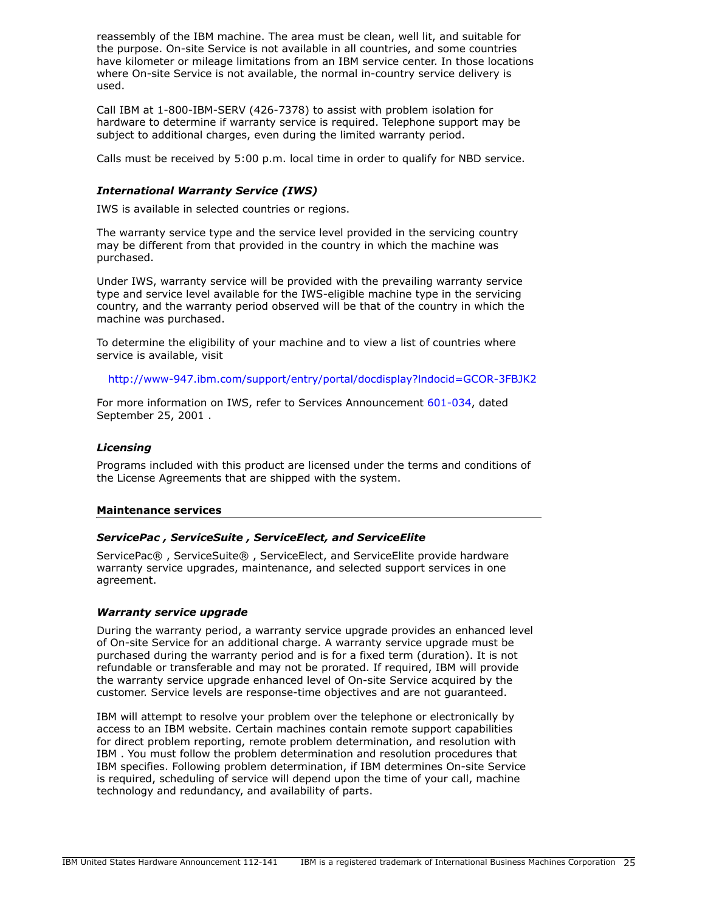reassembly of the IBM machine. The area must be clean, well lit, and suitable for the purpose. On-site Service is not available in all countries, and some countries have kilometer or mileage limitations from an IBM service center. In those locations where On-site Service is not available, the normal in-country service delivery is used.

Call IBM at 1-800-IBM-SERV (426-7378) to assist with problem isolation for hardware to determine if warranty service is required. Telephone support may be subject to additional charges, even during the limited warranty period.

Calls must be received by 5:00 p.m. local time in order to qualify for NBD service.

### *International Warranty Service (IWS)*

IWS is available in selected countries or regions.

The warranty service type and the service level provided in the servicing country may be different from that provided in the country in which the machine was purchased.

Under IWS, warranty service will be provided with the prevailing warranty service type and service level available for the IWS-eligible machine type in the servicing country, and the warranty period observed will be that of the country in which the machine was purchased.

To determine the eligibility of your machine and to view a list of countries where service is available, visit

http://www-947.ibm.com/support/entry/portal/docdisplay?lndocid=GCOR-3FBJK2

For more information on IWS, refer to Services Announcement 601-034, dated September 25, 2001 .

### *Licensing*

Programs included with this product are licensed under the terms and conditions of the License Agreements that are shipped with the system.

## Maintenance services

### *ServicePac , ServiceSuite , ServiceElect, and ServiceElite*

ServicePac® , ServiceSuite® , ServiceElect, and ServiceElite provide hardware warranty service upgrades, maintenance, and selected support services in one agreement.

### *Warranty service upgrade*

During the warranty period, a warranty service upgrade provides an enhanced level of On-site Service for an additional charge. A warranty service upgrade must be purchased during the warranty period and is for a fixed term (duration). It is not refundable or transferable and may not be prorated. If required, IBM will provide the warranty service upgrade enhanced level of On-site Service acquired by the customer. Service levels are response-time objectives and are not guaranteed.

IBM will attempt to resolve your problem over the telephone or electronically by access to an IBM website. Certain machines contain remote support capabilities for direct problem reporting, remote problem determination, and resolution with IBM . You must follow the problem determination and resolution procedures that IBM specifies. Following problem determination, if IBM determines On-site Service is required, scheduling of service will depend upon the time of your call, machine technology and redundancy, and availability of parts.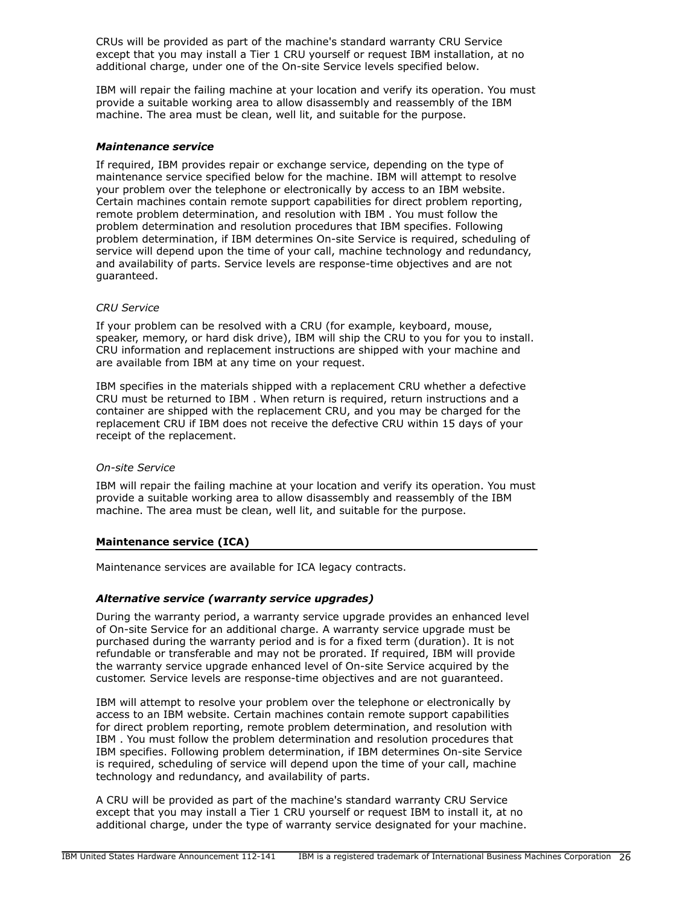CRUs will be provided as part of the machine's standard warranty CRU Service except that you may install a Tier 1 CRU yourself or request IBM installation, at no additional charge, under one of the On-site Service levels specified below.

IBM will repair the failing machine at your location and verify its operation. You must provide a suitable working area to allow disassembly and reassembly of the IBM machine. The area must be clean, well lit, and suitable for the purpose.

***Maintenance service***

If required, IBM provides repair or exchange service, depending on the type of maintenance service specified below for the machine. IBM will attempt to resolve your problem over the telephone or electronically by access to an IBM website. Certain machines contain remote support capabilities for direct problem reporting, remote problem determination, and resolution with IBM . You must follow the problem determination and resolution procedures that IBM specifies. Following problem determination, if IBM determines On-site Service is required, scheduling of service will depend upon the time of your call, machine technology and redundancy, and availability of parts. Service levels are response-time objectives and are not guaranteed.

*CRU Service*

If your problem can be resolved with a CRU (for example, keyboard, mouse, speaker, memory, or hard disk drive), IBM will ship the CRU to you for you to install. CRU information and replacement instructions are shipped with your machine and are available from IBM at any time on your request.

IBM specifies in the materials shipped with a replacement CRU whether a defective CRU must be returned to IBM . When return is required, return instructions and a container are shipped with the replacement CRU, and you may be charged for the replacement CRU if IBM does not receive the defective CRU within 15 days of your receipt of the replacement.

*On-site Service*

IBM will repair the failing machine at your location and verify its operation. You must provide a suitable working area to allow disassembly and reassembly of the IBM machine. The area must be clean, well lit, and suitable for the purpose.

## Maintenance service (ICA)

Maintenance services are available for ICA legacy contracts.

***Alternative service (warranty service upgrades)***

During the warranty period, a warranty service upgrade provides an enhanced level of On-site Service for an additional charge. A warranty service upgrade must be purchased during the warranty period and is for a fixed term (duration). It is not refundable or transferable and may not be prorated. If required, IBM will provide the warranty service upgrade enhanced level of On-site Service acquired by the customer. Service levels are response-time objectives and are not guaranteed.

IBM will attempt to resolve your problem over the telephone or electronically by access to an IBM website. Certain machines contain remote support capabilities for direct problem reporting, remote problem determination, and resolution with IBM . You must follow the problem determination and resolution procedures that IBM specifies. Following problem determination, if IBM determines On-site Service is required, scheduling of service will depend upon the time of your call, machine technology and redundancy, and availability of parts.

A CRU will be provided as part of the machine's standard warranty CRU Service except that you may install a Tier 1 CRU yourself or request IBM to install it, at no additional charge, under the type of warranty service designated for your machine.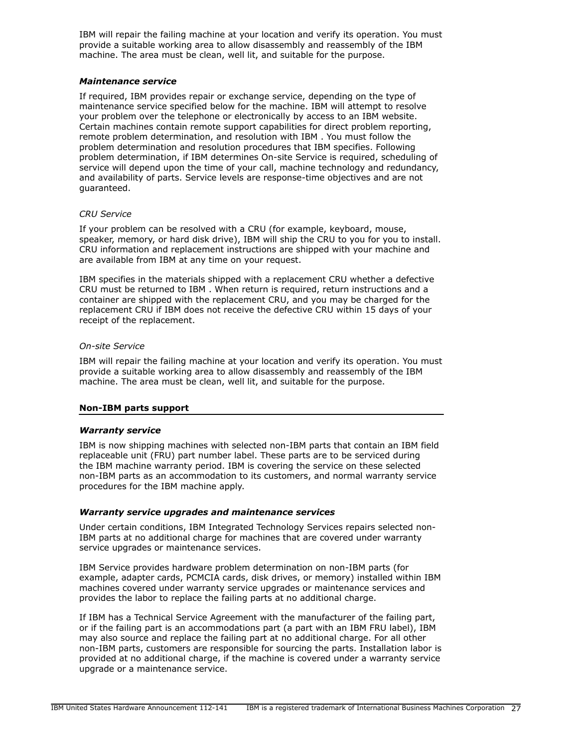IBM will repair the failing machine at your location and verify its operation. You must provide a suitable working area to allow disassembly and reassembly of the IBM machine. The area must be clean, well lit, and suitable for the purpose.

***Maintenance service***

If required, IBM provides repair or exchange service, depending on the type of maintenance service specified below for the machine. IBM will attempt to resolve your problem over the telephone or electronically by access to an IBM website. Certain machines contain remote support capabilities for direct problem reporting, remote problem determination, and resolution with IBM . You must follow the problem determination and resolution procedures that IBM specifies. Following problem determination, if IBM determines On-site Service is required, scheduling of service will depend upon the time of your call, machine technology and redundancy, and availability of parts. Service levels are response-time objectives and are not guaranteed.

*CRU Service*

If your problem can be resolved with a CRU (for example, keyboard, mouse, speaker, memory, or hard disk drive), IBM will ship the CRU to you for you to install. CRU information and replacement instructions are shipped with your machine and are available from IBM at any time on your request.

IBM specifies in the materials shipped with a replacement CRU whether a defective CRU must be returned to IBM . When return is required, return instructions and a container are shipped with the replacement CRU, and you may be charged for the replacement CRU if IBM does not receive the defective CRU within 15 days of your receipt of the replacement.

*On-site Service*

IBM will repair the failing machine at your location and verify its operation. You must provide a suitable working area to allow disassembly and reassembly of the IBM machine. The area must be clean, well lit, and suitable for the purpose.

## Non-IBM parts support

***Warranty service***

IBM is now shipping machines with selected non-IBM parts that contain an IBM field replaceable unit (FRU) part number label. These parts are to be serviced during the IBM machine warranty period. IBM is covering the service on these selected non-IBM parts as an accommodation to its customers, and normal warranty service procedures for the IBM machine apply.

***Warranty service upgrades and maintenance services***

Under certain conditions, IBM Integrated Technology Services repairs selected non-IBM parts at no additional charge for machines that are covered under warranty service upgrades or maintenance services.

IBM Service provides hardware problem determination on non-IBM parts (for example, adapter cards, PCMCIA cards, disk drives, or memory) installed within IBM machines covered under warranty service upgrades or maintenance services and provides the labor to replace the failing parts at no additional charge.

If IBM has a Technical Service Agreement with the manufacturer of the failing part, or if the failing part is an accommodations part (a part with an IBM FRU label), IBM may also source and replace the failing part at no additional charge. For all other non-IBM parts, customers are responsible for sourcing the parts. Installation labor is provided at no additional charge, if the machine is covered under a warranty service upgrade or a maintenance service.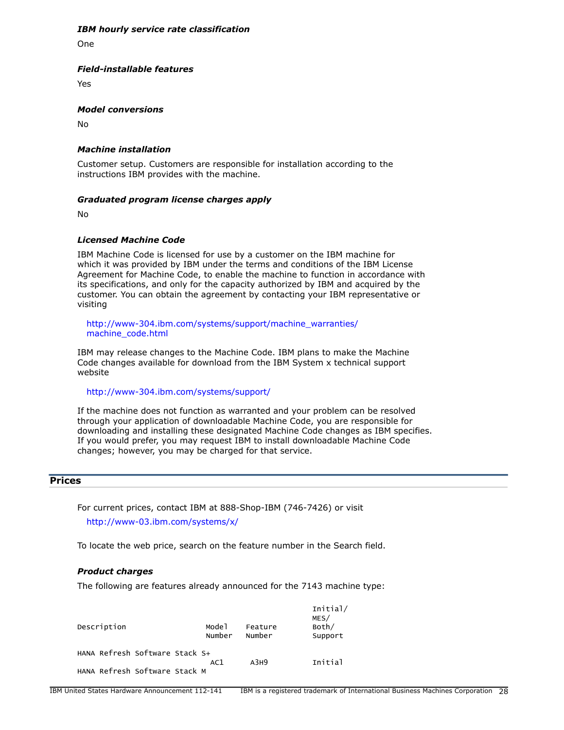***IBM hourly service rate classification***

One

***Field-installable features***

Yes

***Model conversions***

No

***Machine installation***

Customer setup. Customers are responsible for installation according to the instructions IBM provides with the machine.

***Graduated program license charges apply***

No

***Licensed Machine Code***

IBM Machine Code is licensed for use by a customer on the IBM machine for which it was provided by IBM under the terms and conditions of the IBM License Agreement for Machine Code, to enable the machine to function in accordance with its specifications, and only for the capacity authorized by IBM and acquired by the customer. You can obtain the agreement by contacting your IBM representative or visiting

http://www-304.ibm.com/systems/support/machine_warranties/machine_code.html

IBM may release changes to the Machine Code. IBM plans to make the Machine Code changes available for download from the IBM System x technical support website

http://www-304.ibm.com/systems/support/

If the machine does not function as warranted and your problem can be resolved through your application of downloadable Machine Code, you are responsible for downloading and installing these designated Machine Code changes as IBM specifies. If you would prefer, you may request IBM to install downloadable Machine Code changes; however, you may be charged for that service.

## Prices

For current prices, contact IBM at 888-Shop-IBM (746-7426) or visit

http://www-03.ibm.com/systems/x/

To locate the web price, search on the feature number in the Search field.

***Product charges***

The following are features already announced for the 7143 machine type:

```
                                                   Initial/
                                                   MES/
Description                   Model    Feature     Both/
                              Number   Number      Support

HANA Refresh Software Stack S+
                               AC1      A3H9       Initial
HANA Refresh Software Stack M
```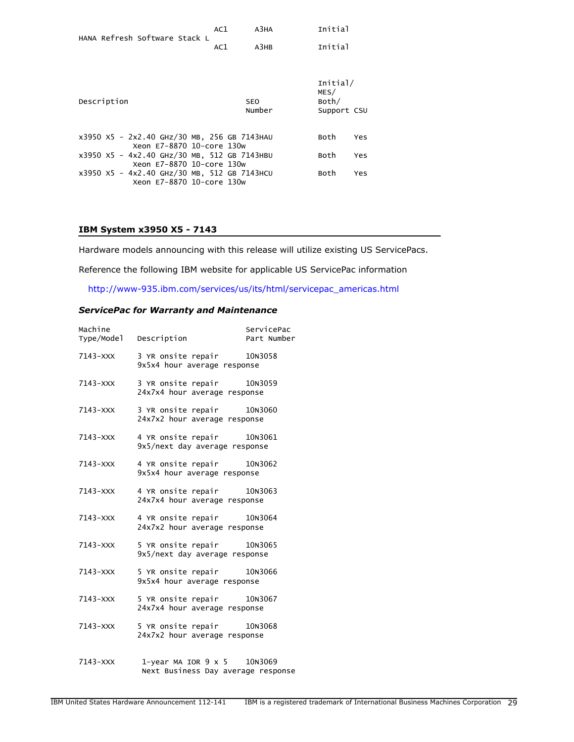| | | | |
|---|---|---|---|
| HANA Refresh Software Stack L | AC1 | A3HA | Initial |
| | AC1 | A3HB | Initial |

| Description | SEO Number | Initial/ MES/ Both/ Support | CSU |
|---|---|---|---|
| x3950 X5 - 2x2.40 GHz/30 MB, 256 GB Xeon E7-8870 10-core 130w | 7143HAU | Both | Yes |
| x3950 X5 - 4x2.40 GHz/30 MB, 512 GB Xeon E7-8870 10-core 130w | 7143HBU | Both | Yes |
| x3950 X5 - 4x2.40 GHz/30 MB, 512 GB Xeon E7-8870 10-core 130w | 7143HCU | Both | Yes |

## IBM System x3950 X5 - 7143

Hardware models announcing with this release will utilize existing US ServicePacs.

Reference the following IBM website for applicable US ServicePac information

http://www-935.ibm.com/services/us/its/html/servicepac_americas.html

### *ServicePac for Warranty and Maintenance*

| Machine Type/Model | Description | ServicePac Part Number |
|---|---|---|
| 7143-XXX | 3 YR onsite repair 9x5x4 hour average response | 10N3058 |
| 7143-XXX | 3 YR onsite repair 24x7x4 hour average response | 10N3059 |
| 7143-XXX | 3 YR onsite repair 24x7x2 hour average response | 10N3060 |
| 7143-XXX | 4 YR onsite repair 9x5/next day average response | 10N3061 |
| 7143-XXX | 4 YR onsite repair 9x5x4 hour average response | 10N3062 |
| 7143-XXX | 4 YR onsite repair 24x7x4 hour average response | 10N3063 |
| 7143-XXX | 4 YR onsite repair 24x7x2 hour average response | 10N3064 |
| 7143-XXX | 5 YR onsite repair 9x5/next day average response | 10N3065 |
| 7143-XXX | 5 YR onsite repair 9x5x4 hour average response | 10N3066 |
| 7143-XXX | 5 YR onsite repair 24x7x4 hour average response | 10N3067 |
| 7143-XXX | 5 YR onsite repair 24x7x2 hour average response | 10N3068 |
| 7143-XXX | 1-year MA IOR 9 x 5 Next Business Day average response | 10N3069 |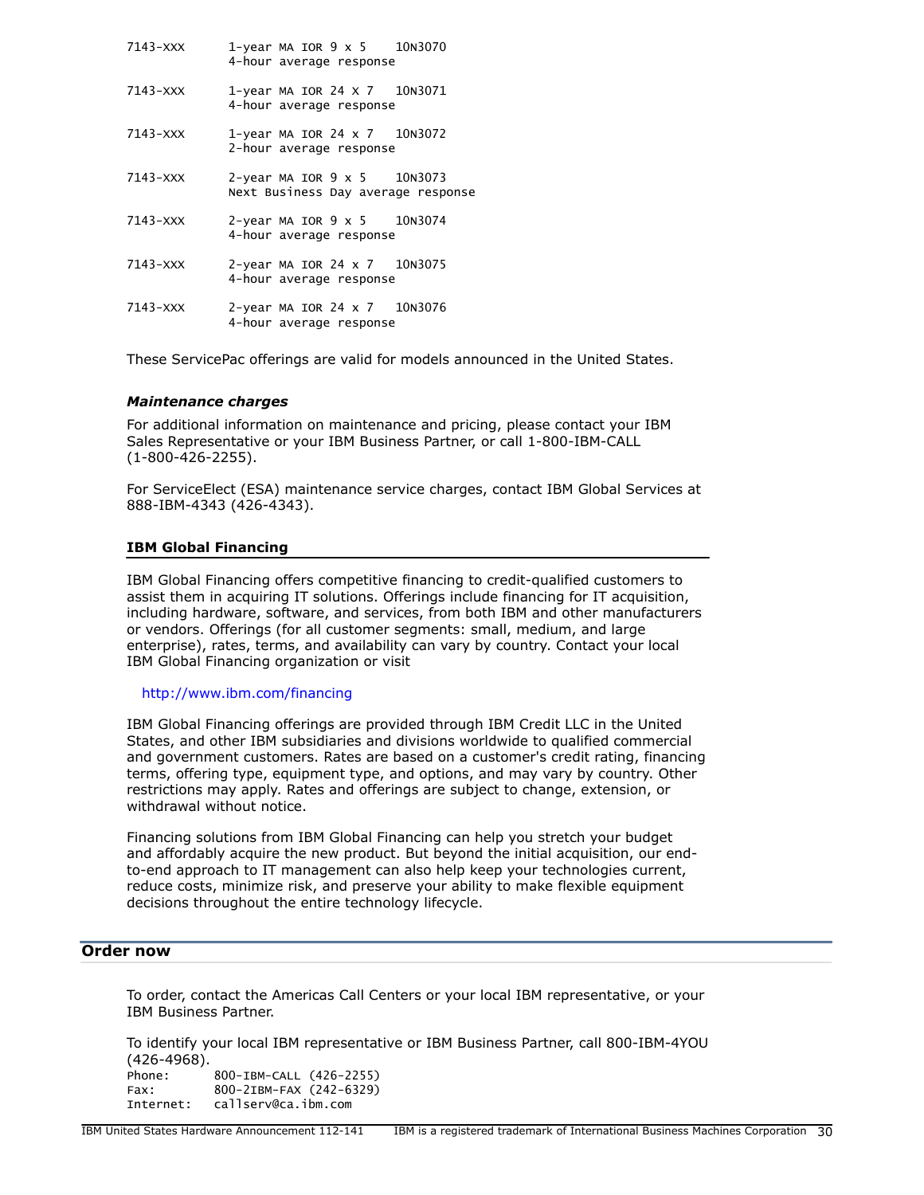```
7143-XXX     1-year MA IOR 9 x 5    10N3070
             4-hour average response

7143-XXX     1-year MA IOR 24 X 7   10N3071
             4-hour average response

7143-XXX     1-year MA IOR 24 x 7   10N3072
             2-hour average response

7143-XXX     2-year MA IOR 9 x 5    10N3073
             Next Business Day average response

7143-XXX     2-year MA IOR 9 x 5    10N3074
             4-hour average response

7143-XXX     2-year MA IOR 24 x 7   10N3075
             4-hour average response

7143-XXX     2-year MA IOR 24 x 7   10N3076
             4-hour average response
```

These ServicePac offerings are valid for models announced in the United States.

***Maintenance charges***

For additional information on maintenance and pricing, please contact your IBM Sales Representative or your IBM Business Partner, or call 1-800-IBM-CALL (1-800-426-2255).

For ServiceElect (ESA) maintenance service charges, contact IBM Global Services at 888-IBM-4343 (426-4343).

### IBM Global Financing

IBM Global Financing offers competitive financing to credit-qualified customers to assist them in acquiring IT solutions. Offerings include financing for IT acquisition, including hardware, software, and services, from both IBM and other manufacturers or vendors. Offerings (for all customer segments: small, medium, and large enterprise), rates, terms, and availability can vary by country. Contact your local IBM Global Financing organization or visit

http://www.ibm.com/financing

IBM Global Financing offerings are provided through IBM Credit LLC in the United States, and other IBM subsidiaries and divisions worldwide to qualified commercial and government customers. Rates are based on a customer's credit rating, financing terms, offering type, equipment type, and options, and may vary by country. Other restrictions may apply. Rates and offerings are subject to change, extension, or withdrawal without notice.

Financing solutions from IBM Global Financing can help you stretch your budget and affordably acquire the new product. But beyond the initial acquisition, our end-to-end approach to IT management can also help keep your technologies current, reduce costs, minimize risk, and preserve your ability to make flexible equipment decisions throughout the entire technology lifecycle.

## Order now

To order, contact the Americas Call Centers or your local IBM representative, or your IBM Business Partner.

To identify your local IBM representative or IBM Business Partner, call 800-IBM-4YOU (426-4968).

```
Phone:      800-IBM-CALL (426-2255)
Fax:        800-2IBM-FAX (242-6329)
Internet:   callserv@ca.ibm.com
```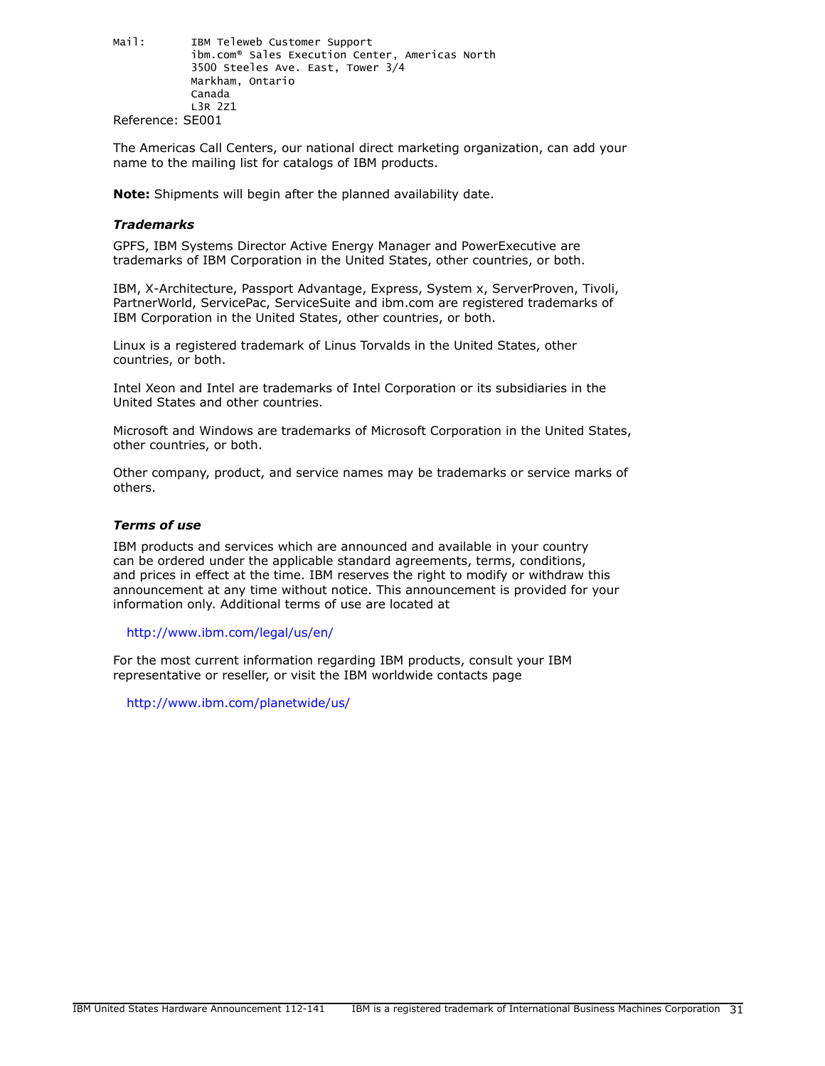```
Mail:       IBM Teleweb Customer Support
            ibm.com® Sales Execution Center, Americas North
            3500 Steeles Ave. East, Tower 3/4
            Markham, Ontario
            Canada
            L3R 2Z1
```

Reference: SE001

The Americas Call Centers, our national direct marketing organization, can add your name to the mailing list for catalogs of IBM products.

**Note:** Shipments will begin after the planned availability date.

### *Trademarks*

GPFS, IBM Systems Director Active Energy Manager and PowerExecutive are trademarks of IBM Corporation in the United States, other countries, or both.

IBM, X-Architecture, Passport Advantage, Express, System x, ServerProven, Tivoli, PartnerWorld, ServicePac, ServiceSuite and ibm.com are registered trademarks of IBM Corporation in the United States, other countries, or both.

Linux is a registered trademark of Linus Torvalds in the United States, other countries, or both.

Intel Xeon and Intel are trademarks of Intel Corporation or its subsidiaries in the United States and other countries.

Microsoft and Windows are trademarks of Microsoft Corporation in the United States, other countries, or both.

Other company, product, and service names may be trademarks or service marks of others.

### *Terms of use*

IBM products and services which are announced and available in your country can be ordered under the applicable standard agreements, terms, conditions, and prices in effect at the time. IBM reserves the right to modify or withdraw this announcement at any time without notice. This announcement is provided for your information only. Additional terms of use are located at

http://www.ibm.com/legal/us/en/

For the most current information regarding IBM products, consult your IBM representative or reseller, or visit the IBM worldwide contacts page

http://www.ibm.com/planetwide/us/